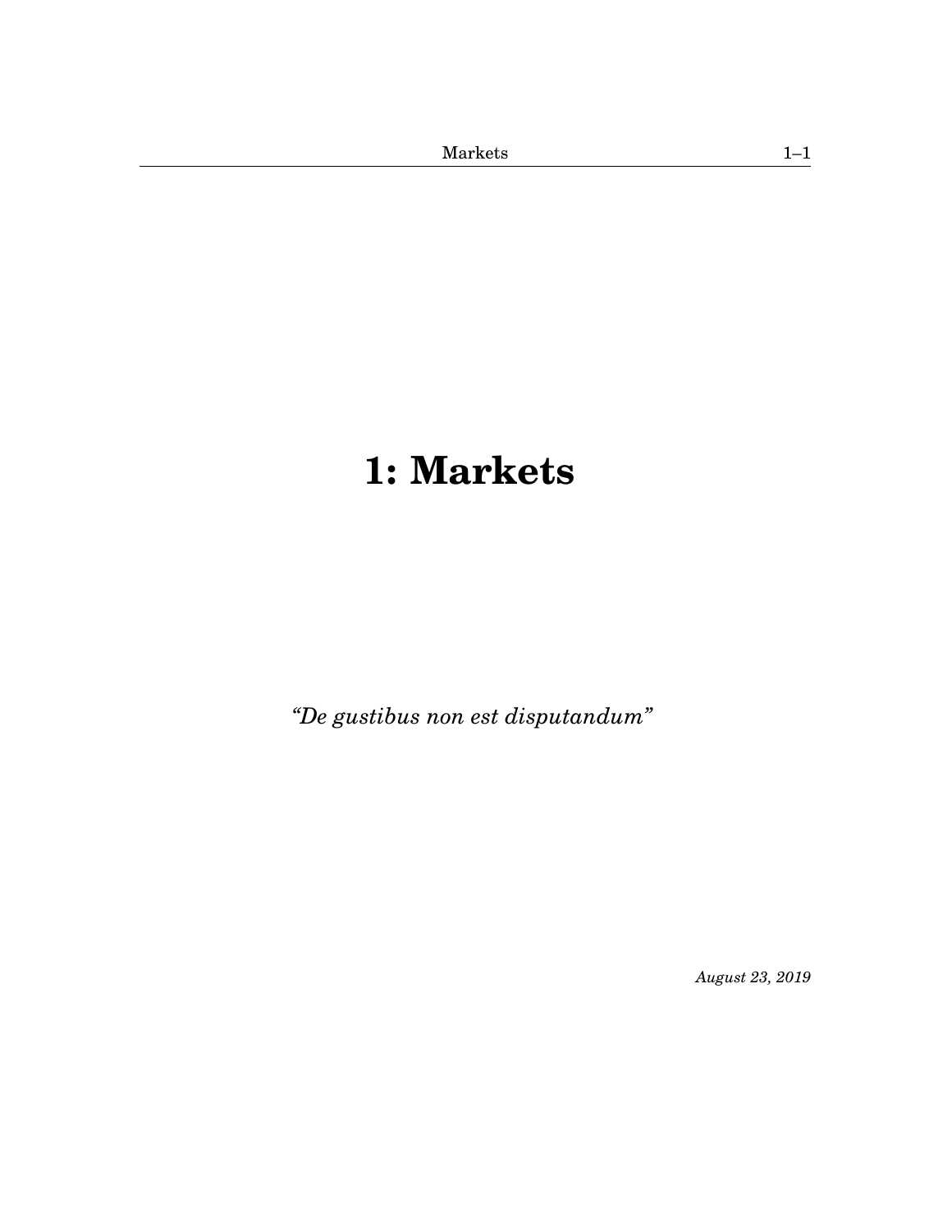# 1: Markets

*"De gustibus non est disputandum"*

*August 23, 2019*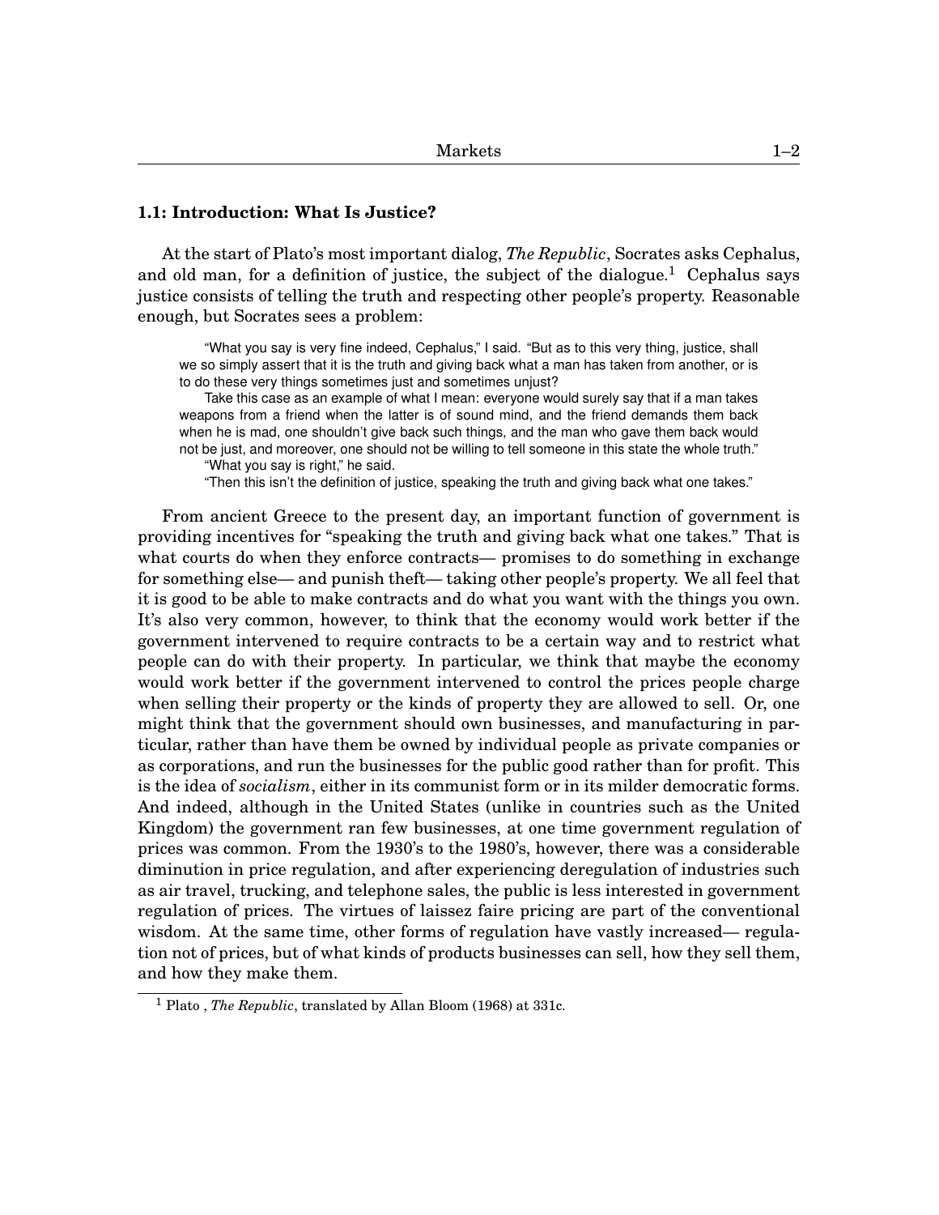### 1.1: Introduction: What Is Justice?

At the start of Plato's most important dialog, *The Republic*, Socrates asks Cephalus, and old man, for a definition of justice, the subject of the dialogue.[1] Cephalus says justice consists of telling the truth and respecting other people's property. Reasonable enough, but Socrates sees a problem:

> "What you say is very fine indeed, Cephalus," I said. "But as to this very thing, justice, shall we so simply assert that it is the truth and giving back what a man has taken from another, or is to do these very things sometimes just and sometimes unjust?
>
> Take this case as an example of what I mean: everyone would surely say that if a man takes weapons from a friend when the latter is of sound mind, and the friend demands them back when he is mad, one shouldn't give back such things, and the man who gave them back would not be just, and moreover, one should not be willing to tell someone in this state the whole truth."
>
> "What you say is right," he said.
>
> "Then this isn't the definition of justice, speaking the truth and giving back what one takes."

From ancient Greece to the present day, an important function of government is providing incentives for "speaking the truth and giving back what one takes." That is what courts do when they enforce contracts— promises to do something in exchange for something else— and punish theft— taking other people's property. We all feel that it is good to be able to make contracts and do what you want with the things you own. It's also very common, however, to think that the economy would work better if the government intervened to require contracts to be a certain way and to restrict what people can do with their property. In particular, we think that maybe the economy would work better if the government intervened to control the prices people charge when selling their property or the kinds of property they are allowed to sell. Or, one might think that the government should own businesses, and manufacturing in particular, rather than have them be owned by individual people as private companies or as corporations, and run the businesses for the public good rather than for profit. This is the idea of *socialism*, either in its communist form or in its milder democratic forms. And indeed, although in the United States (unlike in countries such as the United Kingdom) the government ran few businesses, at one time government regulation of prices was common. From the 1930's to the 1980's, however, there was a considerable diminution in price regulation, and after experiencing deregulation of industries such as air travel, trucking, and telephone sales, the public is less interested in government regulation of prices. The virtues of laissez faire pricing are part of the conventional wisdom. At the same time, other forms of regulation have vastly increased— regulation not of prices, but of what kinds of products businesses can sell, how they sell them, and how they make them.

---

[1] Plato , *The Republic*, translated by Allan Bloom (1968) at 331c.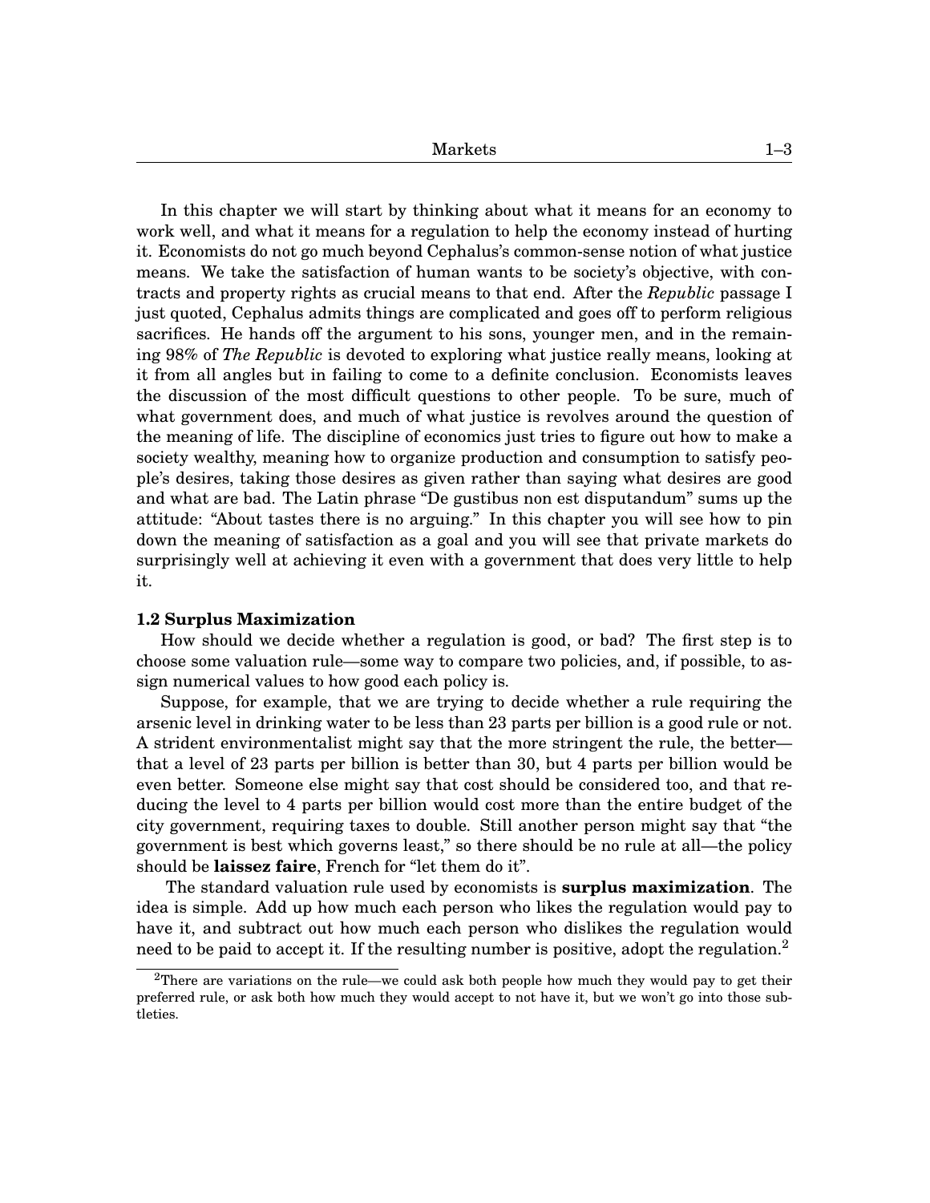In this chapter we will start by thinking about what it means for an economy to work well, and what it means for a regulation to help the economy instead of hurting it. Economists do not go much beyond Cephalus's common-sense notion of what justice means. We take the satisfaction of human wants to be society's objective, with contracts and property rights as crucial means to that end. After the *Republic* passage I just quoted, Cephalus admits things are complicated and goes off to perform religious sacrifices. He hands off the argument to his sons, younger men, and in the remaining 98% of *The Republic* is devoted to exploring what justice really means, looking at it from all angles but in failing to come to a definite conclusion. Economists leaves the discussion of the most difficult questions to other people. To be sure, much of what government does, and much of what justice is revolves around the question of the meaning of life. The discipline of economics just tries to figure out how to make a society wealthy, meaning how to organize production and consumption to satisfy people's desires, taking those desires as given rather than saying what desires are good and what are bad. The Latin phrase "De gustibus non est disputandum" sums up the attitude: "About tastes there is no arguing." In this chapter you will see how to pin down the meaning of satisfaction as a goal and you will see that private markets do surprisingly well at achieving it even with a government that does very little to help it.

### 1.2 Surplus Maximization

How should we decide whether a regulation is good, or bad? The first step is to choose some valuation rule—some way to compare two policies, and, if possible, to assign numerical values to how good each policy is.

Suppose, for example, that we are trying to decide whether a rule requiring the arsenic level in drinking water to be less than 23 parts per billion is a good rule or not. A strident environmentalist might say that the more stringent the rule, the better—that a level of 23 parts per billion is better than 30, but 4 parts per billion would be even better. Someone else might say that cost should be considered too, and that reducing the level to 4 parts per billion would cost more than the entire budget of the city government, requiring taxes to double. Still another person might say that "the government is best which governs least," so there should be no rule at all—the policy should be **laissez faire**, French for "let them do it".

The standard valuation rule used by economists is **surplus maximization**. The idea is simple. Add up how much each person who likes the regulation would pay to have it, and subtract out how much each person who dislikes the regulation would need to be paid to accept it. If the resulting number is positive, adopt the regulation.[2]

[2] There are variations on the rule—we could ask both people how much they would pay to get their preferred rule, or ask both how much they would accept to not have it, but we won't go into those subtleties.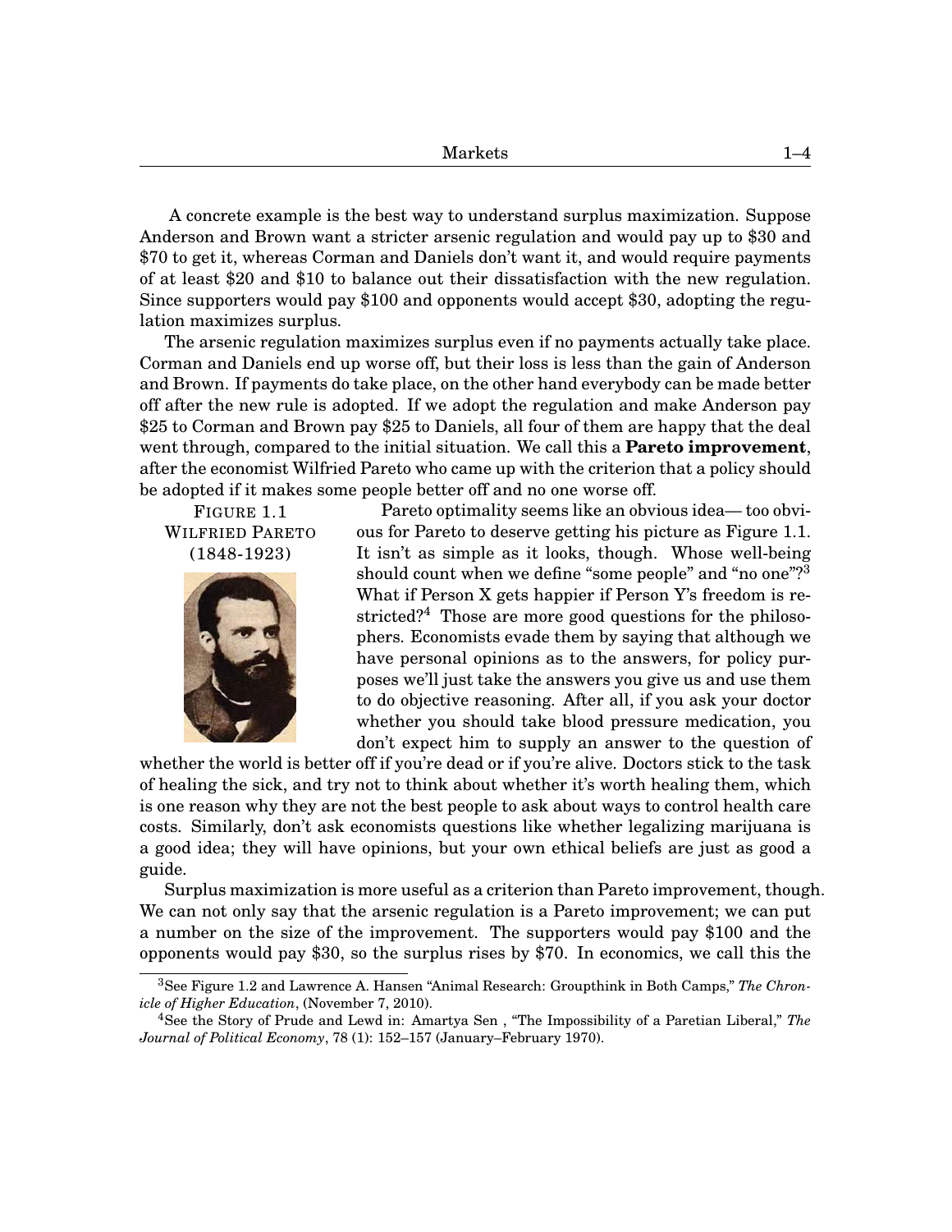A concrete example is the best way to understand surplus maximization. Suppose Anderson and Brown want a stricter arsenic regulation and would pay up to $30 and $70 to get it, whereas Corman and Daniels don't want it, and would require payments of at least $20 and $10 to balance out their dissatisfaction with the new regulation. Since supporters would pay $100 and opponents would accept $30, adopting the regulation maximizes surplus.

The arsenic regulation maximizes surplus even if no payments actually take place. Corman and Daniels end up worse off, but their loss is less than the gain of Anderson and Brown. If payments do take place, on the other hand everybody can be made better off after the new rule is adopted. If we adopt the regulation and make Anderson pay $25 to Corman and Brown pay $25 to Daniels, all four of them are happy that the deal went through, compared to the initial situation. We call this a **Pareto improvement**, after the economist Wilfried Pareto who came up with the criterion that a policy should be adopted if it makes some people better off and no one worse off.

FIGURE 1.1
WILFRIED PARETO
(1848-1923)

Pareto optimality seems like an obvious idea— too obvious for Pareto to deserve getting his picture as Figure 1.1. It isn't as simple as it looks, though. Whose well-being should count when we define "some people" and "no one"?[3] What if Person X gets happier if Person Y's freedom is restricted?[4] Those are more good questions for the philosophers. Economists evade them by saying that although we have personal opinions as to the answers, for policy purposes we'll just take the answers you give us and use them to do objective reasoning. After all, if you ask your doctor whether you should take blood pressure medication, you don't expect him to supply an answer to the question of whether the world is better off if you're dead or if you're alive. Doctors stick to the task of healing the sick, and try not to think about whether it's worth healing them, which is one reason why they are not the best people to ask about ways to control health care costs. Similarly, don't ask economists questions like whether legalizing marijuana is a good idea; they will have opinions, but your own ethical beliefs are just as good a guide.

Surplus maximization is more useful as a criterion than Pareto improvement, though. We can not only say that the arsenic regulation is a Pareto improvement; we can put a number on the size of the improvement. The supporters would pay $100 and the opponents would pay $30, so the surplus rises by $70. In economics, we call this the

[3] See Figure 1.2 and Lawrence A. Hansen "Animal Research: Groupthink in Both Camps," *The Chronicle of Higher Education*, (November 7, 2010).

[4] See the Story of Prude and Lewd in: Amartya Sen , "The Impossibility of a Paretian Liberal," *The Journal of Political Economy*, 78 (1): 152–157 (January–February 1970).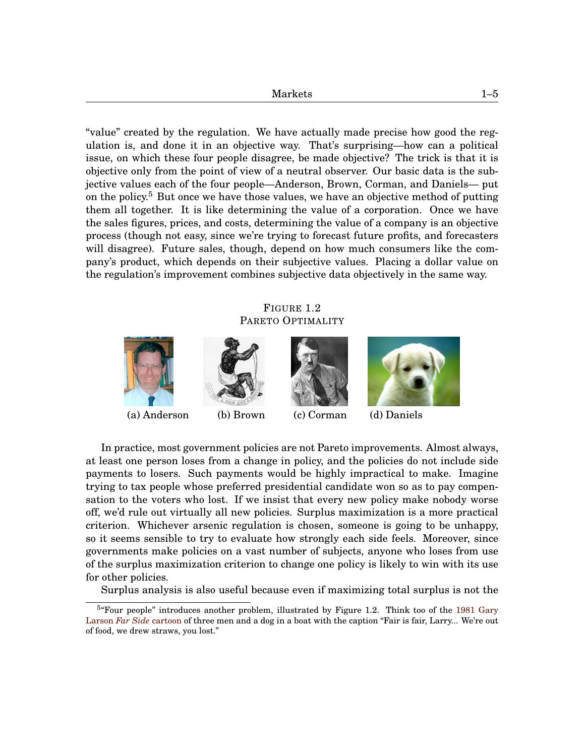"value" created by the regulation. We have actually made precise how good the regulation is, and done it in an objective way. That's surprising—how can a political issue, on which these four people disagree, be made objective? The trick is that it is objective only from the point of view of a neutral observer. Our basic data is the subjective values each of the four people—Anderson, Brown, Corman, and Daniels— put on the policy.[5] But once we have those values, we have an objective method of putting them all together. It is like determining the value of a corporation. Once we have the sales figures, prices, and costs, determining the value of a company is an objective process (though not easy, since we're trying to forecast future profits, and forecasters will disagree). Future sales, though, depend on how much consumers like the company's product, which depends on their subjective values. Placing a dollar value on the regulation's improvement combines subjective data objectively in the same way.

FIGURE 1.2
PARETO OPTIMALITY

(a) Anderson (b) Brown (c) Corman (d) Daniels

In practice, most government policies are not Pareto improvements. Almost always, at least one person loses from a change in policy, and the policies do not include side payments to losers. Such payments would be highly impractical to make. Imagine trying to tax people whose preferred presidential candidate won so as to pay compensation to the voters who lost. If we insist that every new policy make nobody worse off, we'd rule out virtually all new policies. Surplus maximization is a more practical criterion. Whichever arsenic regulation is chosen, someone is going to be unhappy, so it seems sensible to try to evaluate how strongly each side feels. Moreover, since governments make policies on a vast number of subjects, anyone who loses from use of the surplus maximization criterion to change one policy is likely to win with its use for other policies.

Surplus analysis is also useful because even if maximizing total surplus is not the

[5] "Four people" introduces another problem, illustrated by Figure 1.2. Think too of the 1981 Gary Larson *Far Side* cartoon of three men and a dog in a boat with the caption "Fair is fair, Larry... We're out of food, we drew straws, you lost."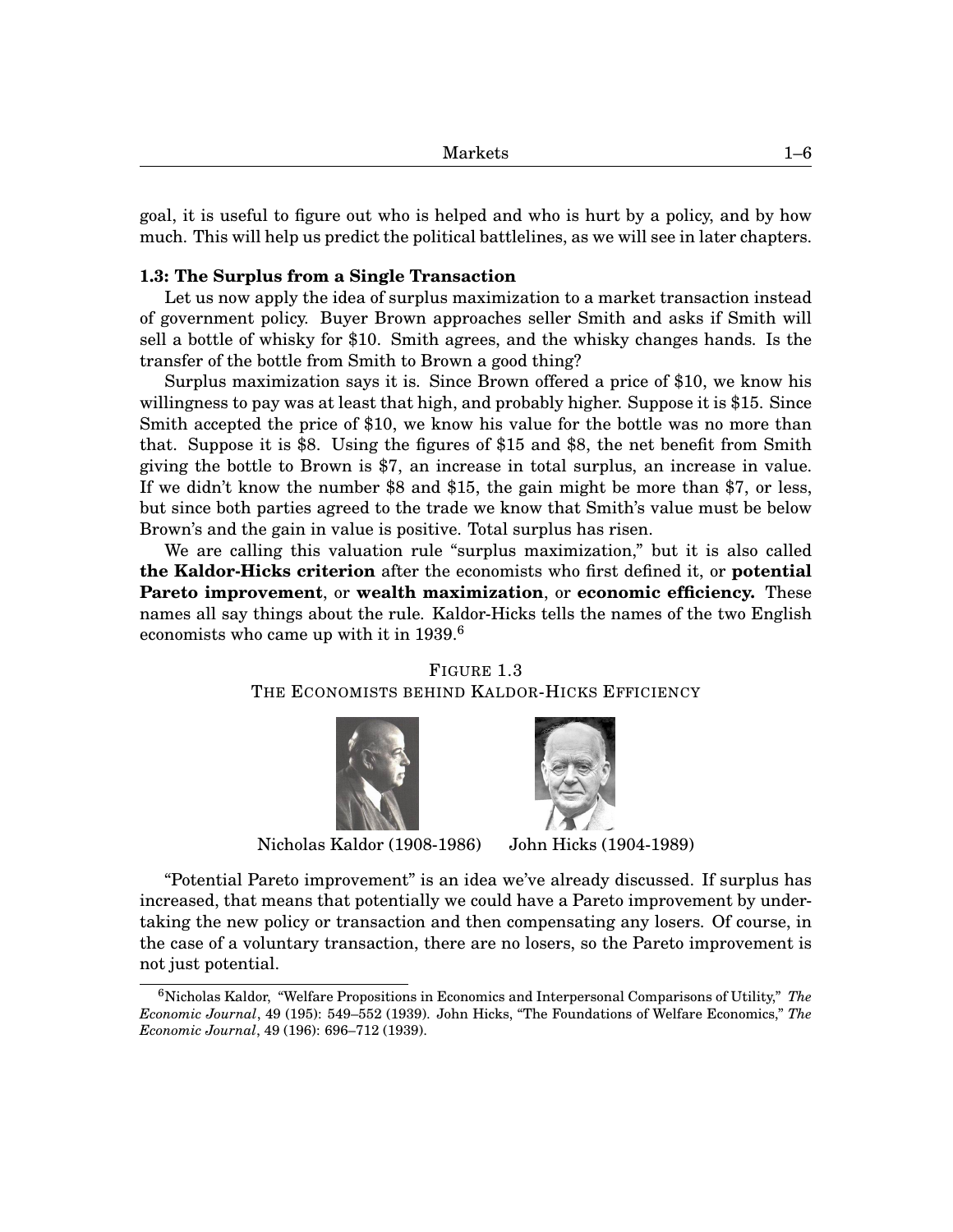goal, it is useful to figure out who is helped and who is hurt by a policy, and by how much. This will help us predict the political battlelines, as we will see in later chapters.

### 1.3: The Surplus from a Single Transaction

Let us now apply the idea of surplus maximization to a market transaction instead of government policy. Buyer Brown approaches seller Smith and asks if Smith will sell a bottle of whisky for $10. Smith agrees, and the whisky changes hands. Is the transfer of the bottle from Smith to Brown a good thing?

Surplus maximization says it is. Since Brown offered a price of $10, we know his willingness to pay was at least that high, and probably higher. Suppose it is $15. Since Smith accepted the price of $10, we know his value for the bottle was no more than that. Suppose it is $8. Using the figures of $15 and $8, the net benefit from Smith giving the bottle to Brown is $7, an increase in total surplus, an increase in value. If we didn't know the number $8 and $15, the gain might be more than $7, or less, but since both parties agreed to the trade we know that Smith's value must be below Brown's and the gain in value is positive. Total surplus has risen.

We are calling this valuation rule "surplus maximization," but it is also called **the Kaldor-Hicks criterion** after the economists who first defined it, or **potential Pareto improvement**, or **wealth maximization**, or **economic efficiency.** These names all say things about the rule. Kaldor-Hicks tells the names of the two English economists who came up with it in 1939.[6]

FIGURE 1.3
THE ECONOMISTS BEHIND KALDOR-HICKS EFFICIENCY

Nicholas Kaldor (1908-1986) John Hicks (1904-1989)

"Potential Pareto improvement" is an idea we've already discussed. If surplus has increased, that means that potentially we could have a Pareto improvement by undertaking the new policy or transaction and then compensating any losers. Of course, in the case of a voluntary transaction, there are no losers, so the Pareto improvement is not just potential.

---

[6] Nicholas Kaldor, "Welfare Propositions in Economics and Interpersonal Comparisons of Utility," *The Economic Journal*, 49 (195): 549–552 (1939). John Hicks, "The Foundations of Welfare Economics," *The Economic Journal*, 49 (196): 696–712 (1939).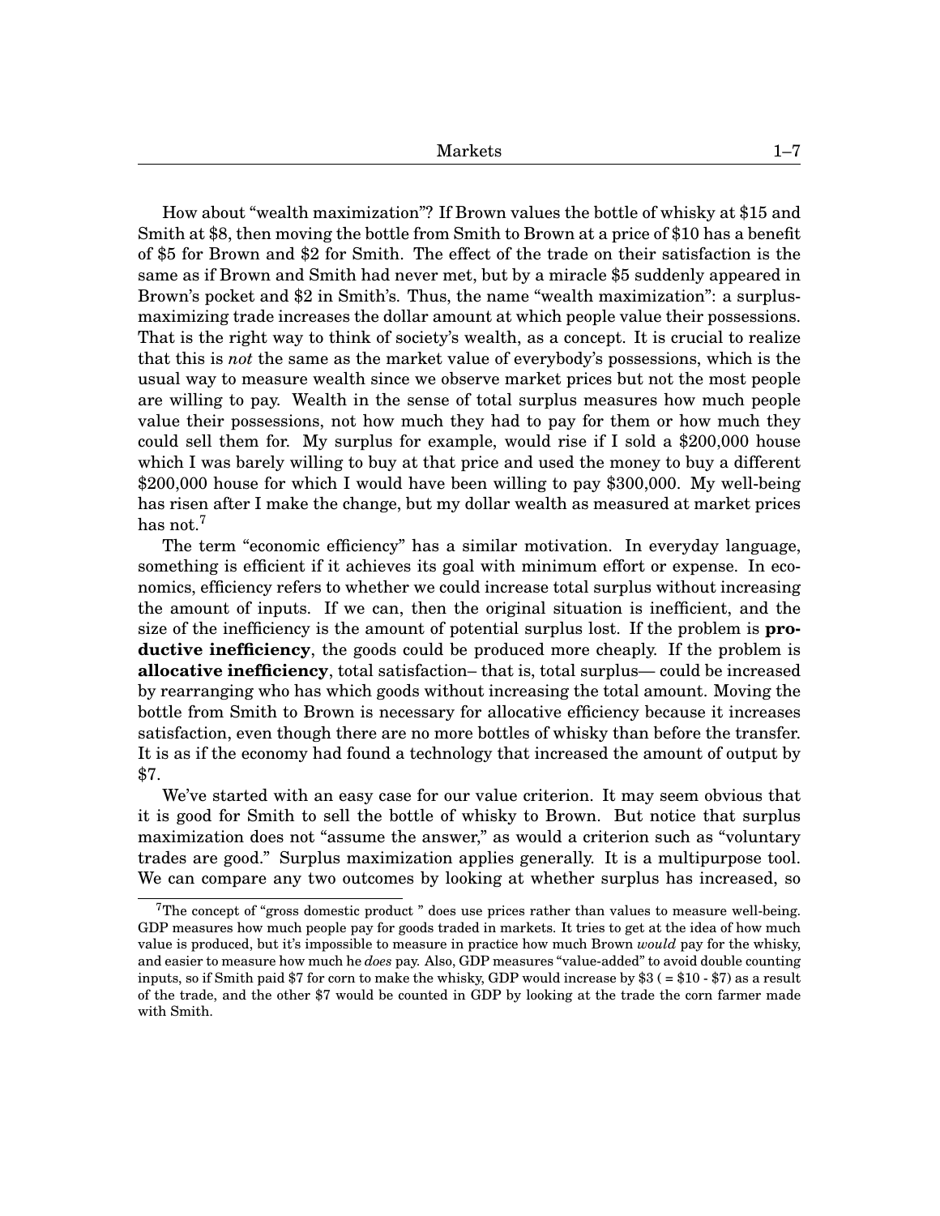How about "wealth maximization"? If Brown values the bottle of whisky at \$15 and Smith at \$8, then moving the bottle from Smith to Brown at a price of \$10 has a benefit of \$5 for Brown and \$2 for Smith. The effect of the trade on their satisfaction is the same as if Brown and Smith had never met, but by a miracle \$5 suddenly appeared in Brown's pocket and \$2 in Smith's. Thus, the name "wealth maximization": a surplus-maximizing trade increases the dollar amount at which people value their possessions. That is the right way to think of society's wealth, as a concept. It is crucial to realize that this is *not* the same as the market value of everybody's possessions, which is the usual way to measure wealth since we observe market prices but not the most people are willing to pay. Wealth in the sense of total surplus measures how much people value their possessions, not how much they had to pay for them or how much they could sell them for. My surplus for example, would rise if I sold a \$200,000 house which I was barely willing to buy at that price and used the money to buy a different \$200,000 house for which I would have been willing to pay \$300,000. My well-being has risen after I make the change, but my dollar wealth as measured at market prices has not.[7]

The term "economic efficiency" has a similar motivation. In everyday language, something is efficient if it achieves its goal with minimum effort or expense. In economics, efficiency refers to whether we could increase total surplus without increasing the amount of inputs. If we can, then the original situation is inefficient, and the size of the inefficiency is the amount of potential surplus lost. If the problem is **productive inefficiency**, the goods could be produced more cheaply. If the problem is **allocative inefficiency**, total satisfaction– that is, total surplus— could be increased by rearranging who has which goods without increasing the total amount. Moving the bottle from Smith to Brown is necessary for allocative efficiency because it increases satisfaction, even though there are no more bottles of whisky than before the transfer. It is as if the economy had found a technology that increased the amount of output by \$7.

We've started with an easy case for our value criterion. It may seem obvious that it is good for Smith to sell the bottle of whisky to Brown. But notice that surplus maximization does not "assume the answer," as would a criterion such as "voluntary trades are good." Surplus maximization applies generally. It is a multipurpose tool. We can compare any two outcomes by looking at whether surplus has increased, so

[7] The concept of "gross domestic product " does use prices rather than values to measure well-being. GDP measures how much people pay for goods traded in markets. It tries to get at the idea of how much value is produced, but it's impossible to measure in practice how much Brown *would* pay for the whisky, and easier to measure how much he *does* pay. Also, GDP measures "value-added" to avoid double counting inputs, so if Smith paid \$7 for corn to make the whisky, GDP would increase by \$3 ( = \$10 - \$7) as a result of the trade, and the other \$7 would be counted in GDP by looking at the trade the corn farmer made with Smith.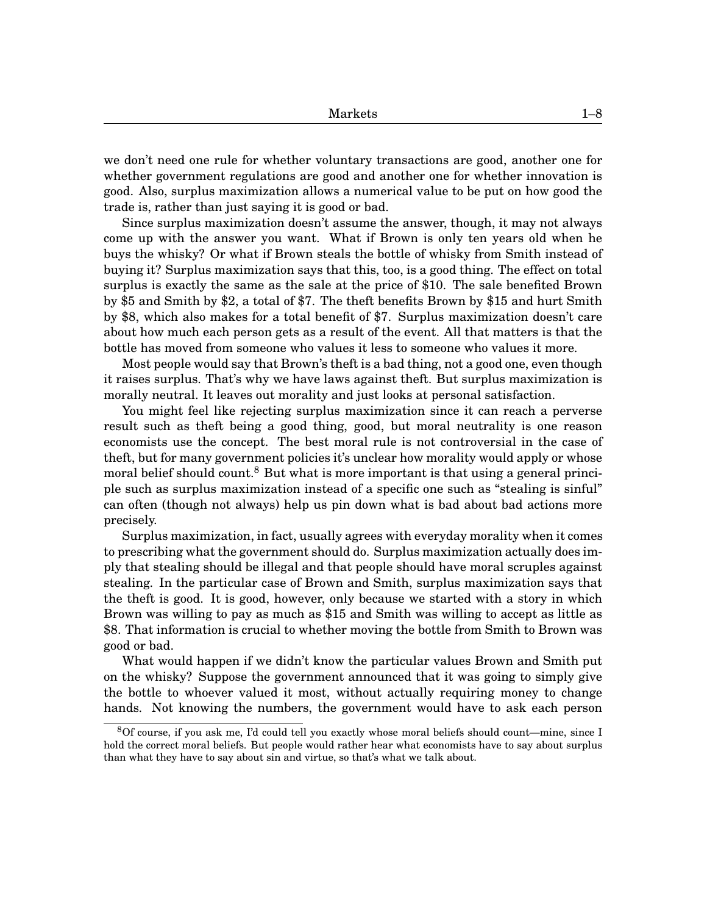we don't need one rule for whether voluntary transactions are good, another one for whether government regulations are good and another one for whether innovation is good. Also, surplus maximization allows a numerical value to be put on how good the trade is, rather than just saying it is good or bad.

Since surplus maximization doesn't assume the answer, though, it may not always come up with the answer you want. What if Brown is only ten years old when he buys the whisky? Or what if Brown steals the bottle of whisky from Smith instead of buying it? Surplus maximization says that this, too, is a good thing. The effect on total surplus is exactly the same as the sale at the price of \$10. The sale benefited Brown by \$5 and Smith by \$2, a total of \$7. The theft benefits Brown by \$15 and hurt Smith by \$8, which also makes for a total benefit of \$7. Surplus maximization doesn't care about how much each person gets as a result of the event. All that matters is that the bottle has moved from someone who values it less to someone who values it more.

Most people would say that Brown's theft is a bad thing, not a good one, even though it raises surplus. That's why we have laws against theft. But surplus maximization is morally neutral. It leaves out morality and just looks at personal satisfaction.

You might feel like rejecting surplus maximization since it can reach a perverse result such as theft being a good thing, good, but moral neutrality is one reason economists use the concept. The best moral rule is not controversial in the case of theft, but for many government policies it's unclear how morality would apply or whose moral belief should count.[8] But what is more important is that using a general principle such as surplus maximization instead of a specific one such as "stealing is sinful" can often (though not always) help us pin down what is bad about bad actions more precisely.

Surplus maximization, in fact, usually agrees with everyday morality when it comes to prescribing what the government should do. Surplus maximization actually does imply that stealing should be illegal and that people should have moral scruples against stealing. In the particular case of Brown and Smith, surplus maximization says that the theft is good. It is good, however, only because we started with a story in which Brown was willing to pay as much as \$15 and Smith was willing to accept as little as \$8. That information is crucial to whether moving the bottle from Smith to Brown was good or bad.

What would happen if we didn't know the particular values Brown and Smith put on the whisky? Suppose the government announced that it was going to simply give the bottle to whoever valued it most, without actually requiring money to change hands. Not knowing the numbers, the government would have to ask each person

[8] Of course, if you ask me, I'd could tell you exactly whose moral beliefs should count—mine, since I hold the correct moral beliefs. But people would rather hear what economists have to say about surplus than what they have to say about sin and virtue, so that's what we talk about.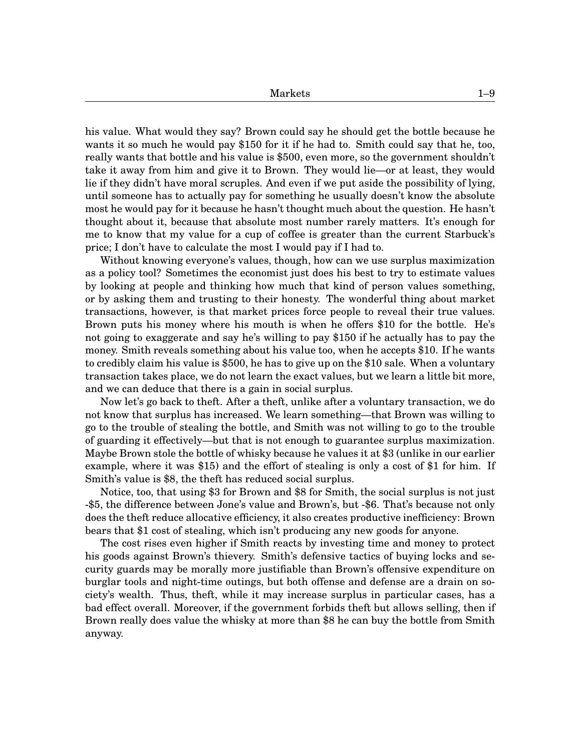his value. What would they say? Brown could say he should get the bottle because he wants it so much he would pay $150 for it if he had to. Smith could say that he, too, really wants that bottle and his value is $500, even more, so the government shouldn't take it away from him and give it to Brown. They would lie—or at least, they would lie if they didn't have moral scruples. And even if we put aside the possibility of lying, until someone has to actually pay for something he usually doesn't know the absolute most he would pay for it because he hasn't thought much about the question. He hasn't thought about it, because that absolute most number rarely matters. It's enough for me to know that my value for a cup of coffee is greater than the current Starbuck's price; I don't have to calculate the most I would pay if I had to.

Without knowing everyone's values, though, how can we use surplus maximization as a policy tool? Sometimes the economist just does his best to try to estimate values by looking at people and thinking how much that kind of person values something, or by asking them and trusting to their honesty. The wonderful thing about market transactions, however, is that market prices force people to reveal their true values. Brown puts his money where his mouth is when he offers $10 for the bottle. He's not going to exaggerate and say he's willing to pay $150 if he actually has to pay the money. Smith reveals something about his value too, when he accepts $10. If he wants to credibly claim his value is $500, he has to give up on the $10 sale. When a voluntary transaction takes place, we do not learn the exact values, but we learn a little bit more, and we can deduce that there is a gain in social surplus.

Now let's go back to theft. After a theft, unlike after a voluntary transaction, we do not know that surplus has increased. We learn something—that Brown was willing to go to the trouble of stealing the bottle, and Smith was not willing to go to the trouble of guarding it effectively—but that is not enough to guarantee surplus maximization. Maybe Brown stole the bottle of whisky because he values it at $3 (unlike in our earlier example, where it was $15) and the effort of stealing is only a cost of $1 for him. If Smith's value is $8, the theft has reduced social surplus.

Notice, too, that using $3 for Brown and $8 for Smith, the social surplus is not just -$5, the difference between Jone's value and Brown's, but -$6. That's because not only does the theft reduce allocative efficiency, it also creates productive inefficiency: Brown bears that $1 cost of stealing, which isn't producing any new goods for anyone.

The cost rises even higher if Smith reacts by investing time and money to protect his goods against Brown's thievery. Smith's defensive tactics of buying locks and security guards may be morally more justifiable than Brown's offensive expenditure on burglar tools and night-time outings, but both offense and defense are a drain on society's wealth. Thus, theft, while it may increase surplus in particular cases, has a bad effect overall. Moreover, if the government forbids theft but allows selling, then if Brown really does value the whisky at more than $8 he can buy the bottle from Smith anyway.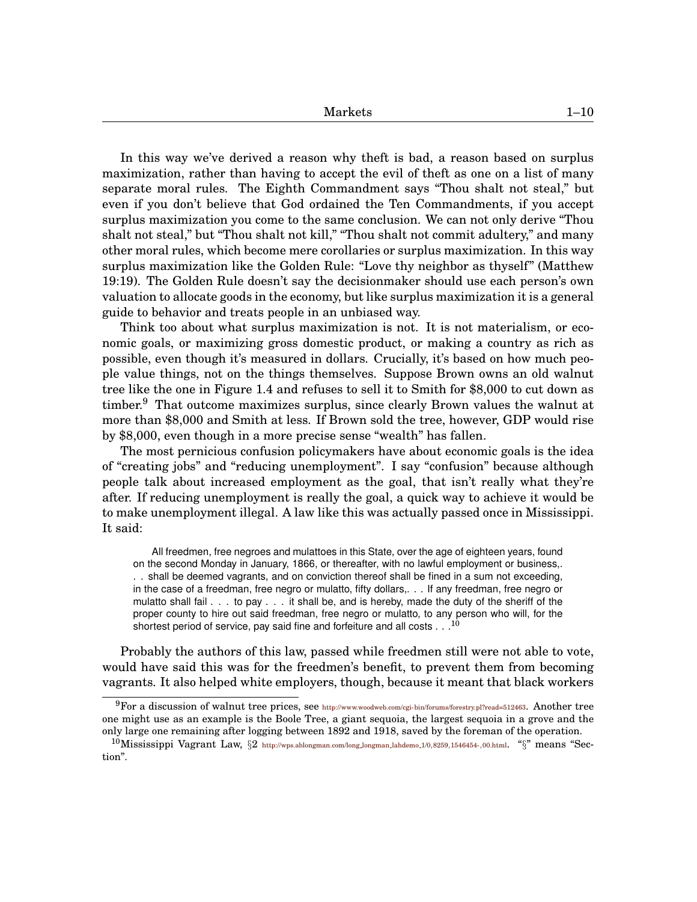In this way we've derived a reason why theft is bad, a reason based on surplus maximization, rather than having to accept the evil of theft as one on a list of many separate moral rules. The Eighth Commandment says "Thou shalt not steal," but even if you don't believe that God ordained the Ten Commandments, if you accept surplus maximization you come to the same conclusion. We can not only derive "Thou shalt not steal," but "Thou shalt not kill," "Thou shalt not commit adultery," and many other moral rules, which become mere corollaries or surplus maximization. In this way surplus maximization like the Golden Rule: "Love thy neighbor as thyself" (Matthew 19:19). The Golden Rule doesn't say the decisionmaker should use each person's own valuation to allocate goods in the economy, but like surplus maximization it is a general guide to behavior and treats people in an unbiased way.

Think too about what surplus maximization is not. It is not materialism, or economic goals, or maximizing gross domestic product, or making a country as rich as possible, even though it's measured in dollars. Crucially, it's based on how much people value things, not on the things themselves. Suppose Brown owns an old walnut tree like the one in Figure 1.4 and refuses to sell it to Smith for $8,000 to cut down as timber.[9] That outcome maximizes surplus, since clearly Brown values the walnut at more than $8,000 and Smith at less. If Brown sold the tree, however, GDP would rise by $8,000, even though in a more precise sense "wealth" has fallen.

The most pernicious confusion policymakers have about economic goals is the idea of "creating jobs" and "reducing unemployment". I say "confusion" because although people talk about increased employment as the goal, that isn't really what they're after. If reducing unemployment is really the goal, a quick way to achieve it would be to make unemployment illegal. A law like this was actually passed once in Mississippi. It said:

> All freedmen, free negroes and mulattoes in this State, over the age of eighteen years, found on the second Monday in January, 1866, or thereafter, with no lawful employment or business,. . . shall be deemed vagrants, and on conviction thereof shall be fined in a sum not exceeding, in the case of a freedman, free negro or mulatto, fifty dollars,. . . If any freedman, free negro or mulatto shall fail . . . to pay . . . it shall be, and is hereby, made the duty of the sheriff of the proper county to hire out said freedman, free negro or mulatto, to any person who will, for the shortest period of service, pay said fine and forfeiture and all costs . . .[10]

Probably the authors of this law, passed while freedmen still were not able to vote, would have said this was for the freedmen's benefit, to prevent them from becoming vagrants. It also helped white employers, though, because it meant that black workers

---

[9] For a discussion of walnut tree prices, see http://www.woodweb.com/cgi-bin/forums/forestry.pl?read=512463. Another tree one might use as an example is the Boole Tree, a giant sequoia, the largest sequoia in a grove and the only large one remaining after logging between 1892 and 1918, saved by the foreman of the operation.

[10] Mississippi Vagrant Law, §2 http://wps.ablongman.com/long_longman_lahdemo_1/0,8259,1546454-,00.html. "§" means "Section".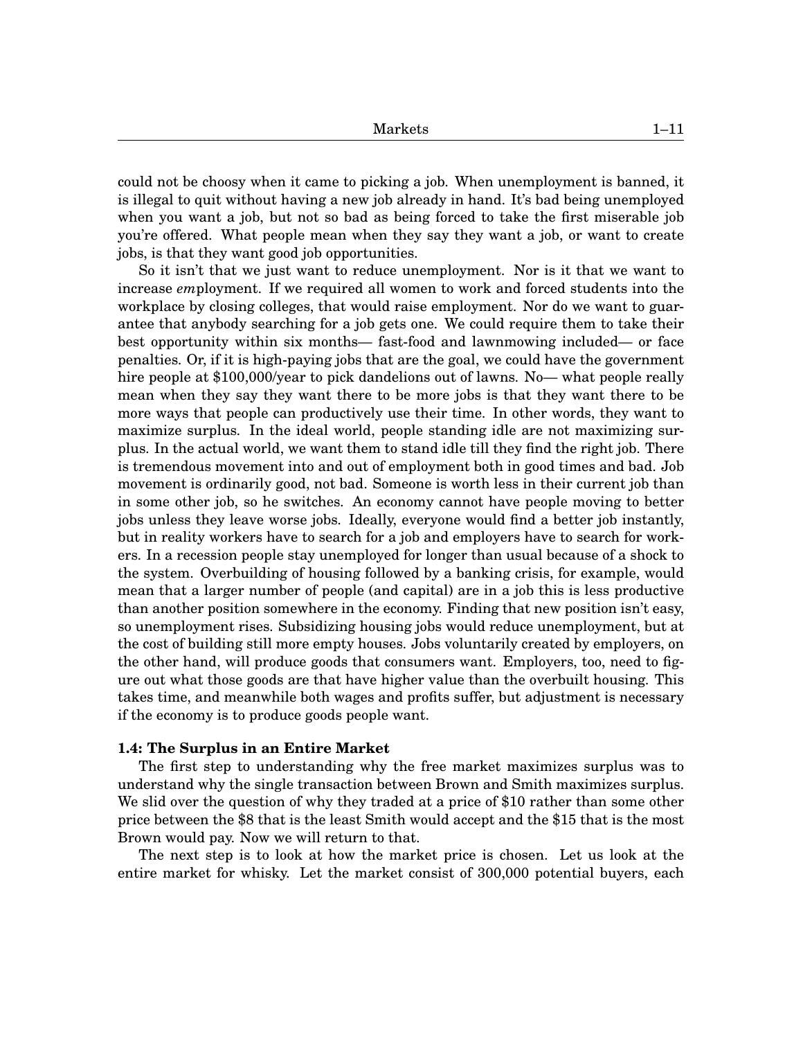could not be choosy when it came to picking a job. When unemployment is banned, it is illegal to quit without having a new job already in hand. It's bad being unemployed when you want a job, but not so bad as being forced to take the first miserable job you're offered. What people mean when they say they want a job, or want to create jobs, is that they want good job opportunities.

So it isn't that we just want to reduce unemployment. Nor is it that we want to increase *em*ployment. If we required all women to work and forced students into the workplace by closing colleges, that would raise employment. Nor do we want to guarantee that anybody searching for a job gets one. We could require them to take their best opportunity within six months— fast-food and lawnmowing included— or face penalties. Or, if it is high-paying jobs that are the goal, we could have the government hire people at $100,000/year to pick dandelions out of lawns. No— what people really mean when they say they want there to be more jobs is that they want there to be more ways that people can productively use their time. In other words, they want to maximize surplus. In the ideal world, people standing idle are not maximizing surplus. In the actual world, we want them to stand idle till they find the right job. There is tremendous movement into and out of employment both in good times and bad. Job movement is ordinarily good, not bad. Someone is worth less in their current job than in some other job, so he switches. An economy cannot have people moving to better jobs unless they leave worse jobs. Ideally, everyone would find a better job instantly, but in reality workers have to search for a job and employers have to search for workers. In a recession people stay unemployed for longer than usual because of a shock to the system. Overbuilding of housing followed by a banking crisis, for example, would mean that a larger number of people (and capital) are in a job this is less productive than another position somewhere in the economy. Finding that new position isn't easy, so unemployment rises. Subsidizing housing jobs would reduce unemployment, but at the cost of building still more empty houses. Jobs voluntarily created by employers, on the other hand, will produce goods that consumers want. Employers, too, need to figure out what those goods are that have higher value than the overbuilt housing. This takes time, and meanwhile both wages and profits suffer, but adjustment is necessary if the economy is to produce goods people want.

### 1.4: The Surplus in an Entire Market

The first step to understanding why the free market maximizes surplus was to understand why the single transaction between Brown and Smith maximizes surplus. We slid over the question of why they traded at a price of $10 rather than some other price between the $8 that is the least Smith would accept and the $15 that is the most Brown would pay. Now we will return to that.

The next step is to look at how the market price is chosen. Let us look at the entire market for whisky. Let the market consist of 300,000 potential buyers, each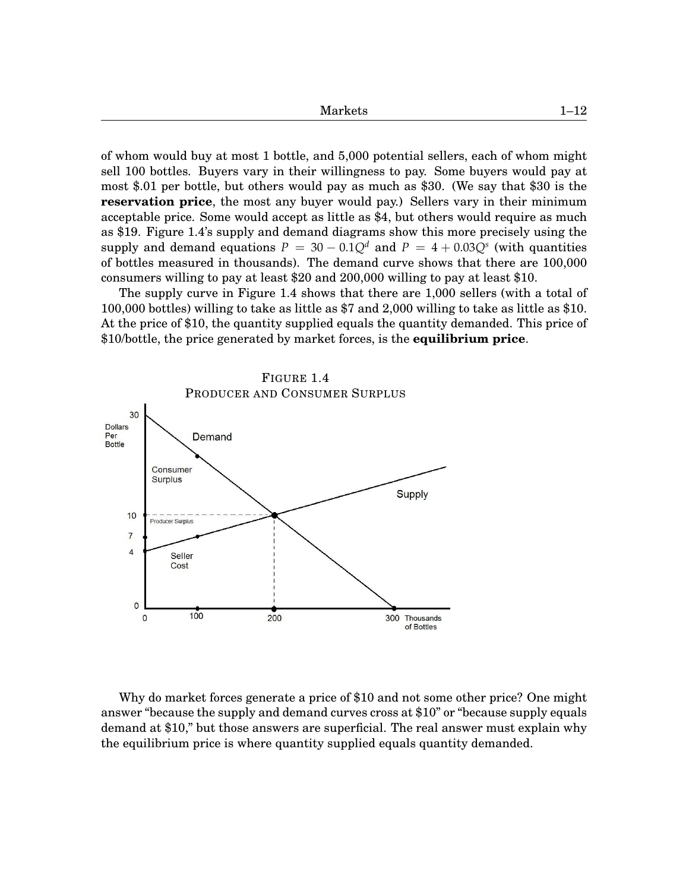of whom would buy at most 1 bottle, and 5,000 potential sellers, each of whom might sell 100 bottles. Buyers vary in their willingness to pay. Some buyers would pay at most \$.01 per bottle, but others would pay as much as \$30. (We say that \$30 is the **reservation price**, the most any buyer would pay.) Sellers vary in their minimum acceptable price. Some would accept as little as \$4, but others would require as much as \$19. Figure 1.4's supply and demand diagrams show this more precisely using the supply and demand equations $P = 30 - 0.1Q^d$ and $P = 4 + 0.03Q^s$ (with quantities of bottles measured in thousands). The demand curve shows that there are 100,000 consumers willing to pay at least \$20 and 200,000 willing to pay at least \$10.

The supply curve in Figure 1.4 shows that there are 1,000 sellers (with a total of 100,000 bottles) willing to take as little as \$7 and 2,000 willing to take as little as \$10. At the price of \$10, the quantity supplied equals the quantity demanded. This price of \$10/bottle, the price generated by market forces, is the **equilibrium price**.

FIGURE 1.4
PRODUCER AND CONSUMER SURPLUS

Why do market forces generate a price of \$10 and not some other price? One might answer "because the supply and demand curves cross at \$10" or "because supply equals demand at \$10," but those answers are superficial. The real answer must explain why the equilibrium price is where quantity supplied equals quantity demanded.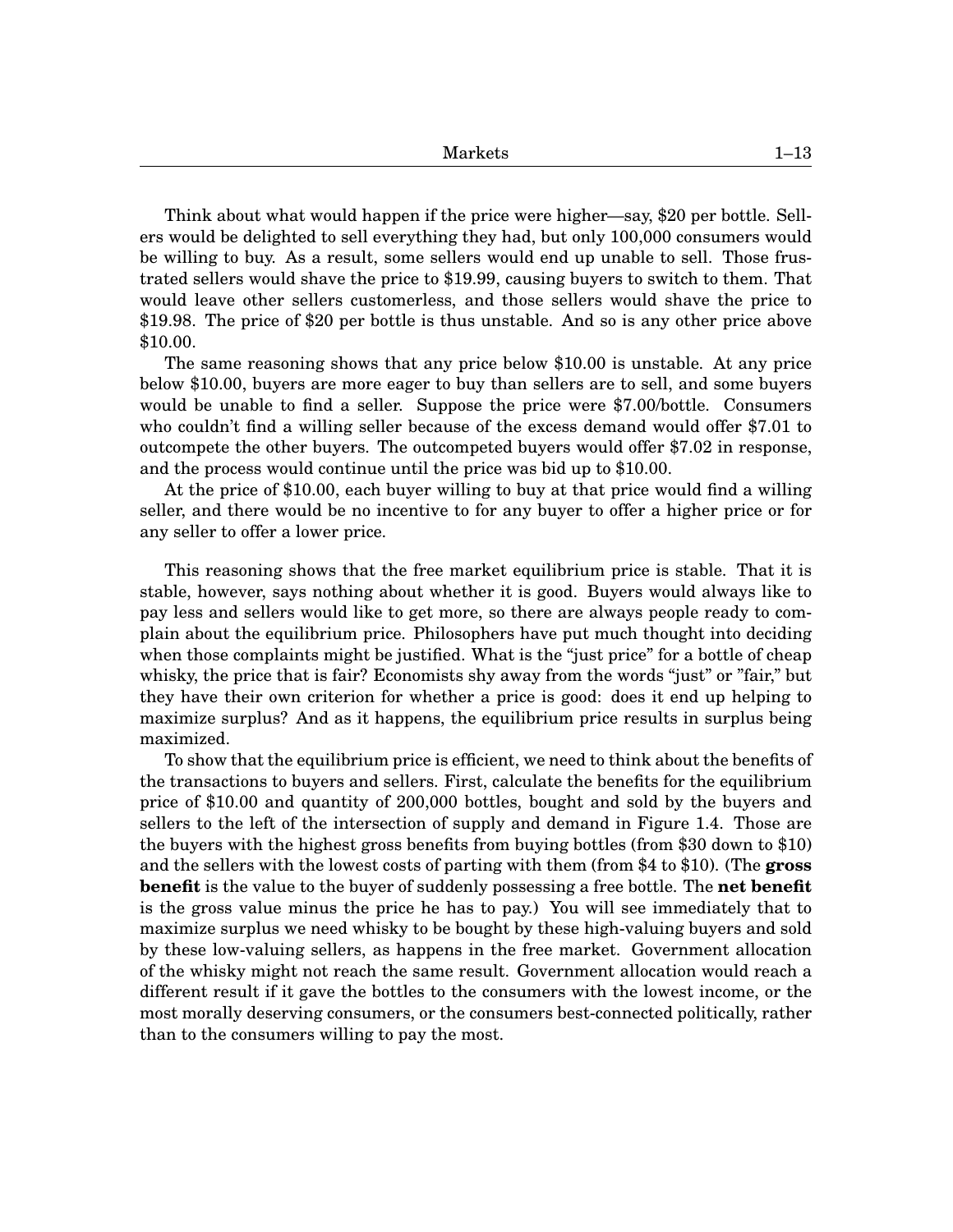Think about what would happen if the price were higher—say, $20 per bottle. Sellers would be delighted to sell everything they had, but only 100,000 consumers would be willing to buy. As a result, some sellers would end up unable to sell. Those frustrated sellers would shave the price to $19.99, causing buyers to switch to them. That would leave other sellers customerless, and those sellers would shave the price to $19.98. The price of $20 per bottle is thus unstable. And so is any other price above $10.00.

The same reasoning shows that any price below $10.00 is unstable. At any price below $10.00, buyers are more eager to buy than sellers are to sell, and some buyers would be unable to find a seller. Suppose the price were $7.00/bottle. Consumers who couldn't find a willing seller because of the excess demand would offer $7.01 to outcompete the other buyers. The outcompeted buyers would offer $7.02 in response, and the process would continue until the price was bid up to $10.00.

At the price of $10.00, each buyer willing to buy at that price would find a willing seller, and there would be no incentive to for any buyer to offer a higher price or for any seller to offer a lower price.

This reasoning shows that the free market equilibrium price is stable. That it is stable, however, says nothing about whether it is good. Buyers would always like to pay less and sellers would like to get more, so there are always people ready to complain about the equilibrium price. Philosophers have put much thought into deciding when those complaints might be justified. What is the "just price" for a bottle of cheap whisky, the price that is fair? Economists shy away from the words "just" or "fair," but they have their own criterion for whether a price is good: does it end up helping to maximize surplus? And as it happens, the equilibrium price results in surplus being maximized.

To show that the equilibrium price is efficient, we need to think about the benefits of the transactions to buyers and sellers. First, calculate the benefits for the equilibrium price of $10.00 and quantity of 200,000 bottles, bought and sold by the buyers and sellers to the left of the intersection of supply and demand in Figure 1.4. Those are the buyers with the highest gross benefits from buying bottles (from $30 down to $10) and the sellers with the lowest costs of parting with them (from $4 to $10). (The **gross benefit** is the value to the buyer of suddenly possessing a free bottle. The **net benefit** is the gross value minus the price he has to pay.) You will see immediately that to maximize surplus we need whisky to be bought by these high-valuing buyers and sold by these low-valuing sellers, as happens in the free market. Government allocation of the whisky might not reach the same result. Government allocation would reach a different result if it gave the bottles to the consumers with the lowest income, or the most morally deserving consumers, or the consumers best-connected politically, rather than to the consumers willing to pay the most.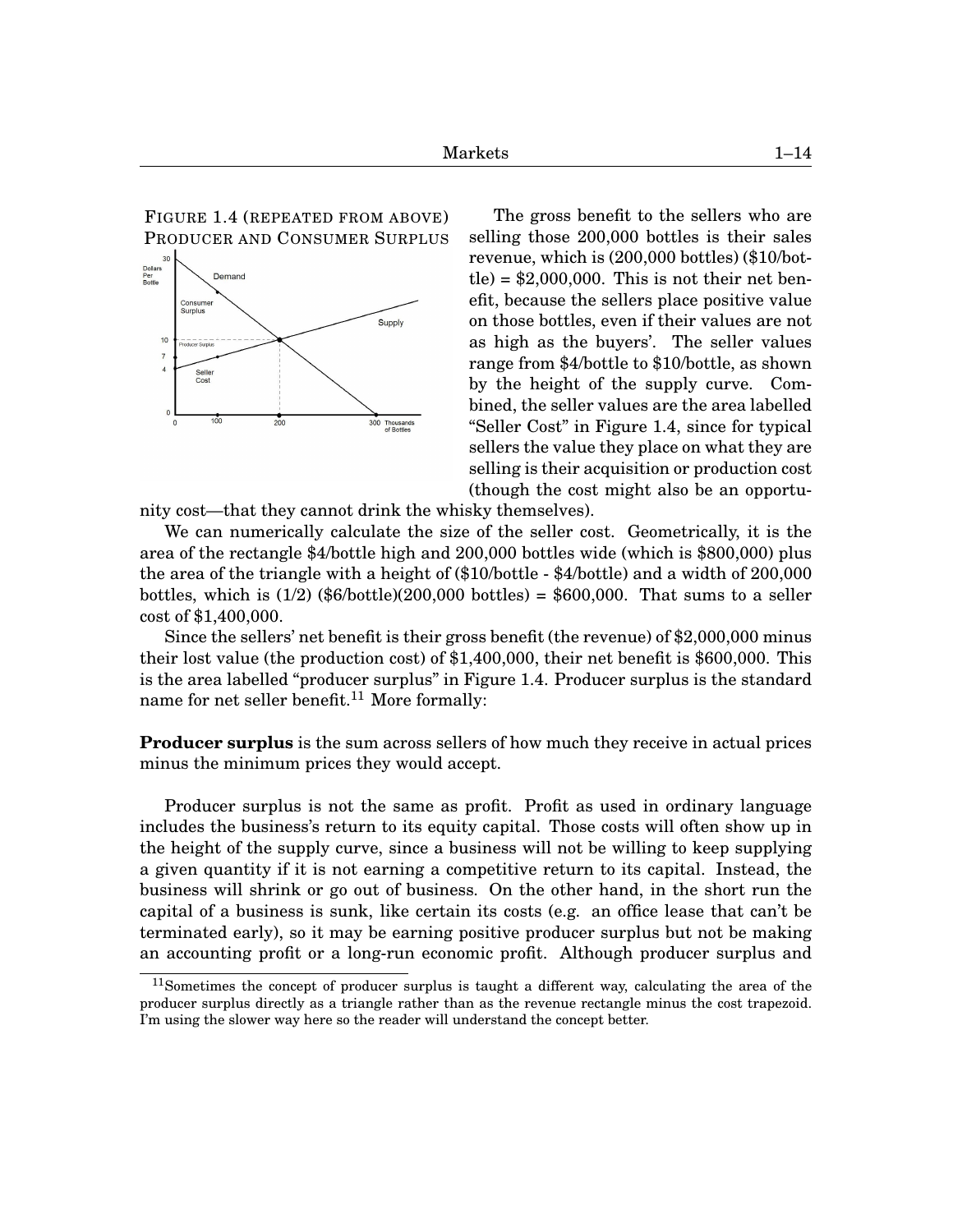FIGURE 1.4 (REPEATED FROM ABOVE) PRODUCER AND CONSUMER SURPLUS

The gross benefit to the sellers who are selling those 200,000 bottles is their sales revenue, which is (200,000 bottles) ($10/bottle) = $2,000,000. This is not their net benefit, because the sellers place positive value on those bottles, even if their values are not as high as the buyers'. The seller values range from $4/bottle to $10/bottle, as shown by the height of the supply curve. Combined, the seller values are the area labelled "Seller Cost" in Figure 1.4, since for typical sellers the value they place on what they are selling is their acquisition or production cost (though the cost might also be an opportunity cost—that they cannot drink the whisky themselves).

We can numerically calculate the size of the seller cost. Geometrically, it is the area of the rectangle $4/bottle high and 200,000 bottles wide (which is $800,000) plus the area of the triangle with a height of ($10/bottle - $4/bottle) and a width of 200,000 bottles, which is (1/2) ($6/bottle)(200,000 bottles) = $600,000. That sums to a seller cost of $1,400,000.

Since the sellers' net benefit is their gross benefit (the revenue) of $2,000,000 minus their lost value (the production cost) of $1,400,000, their net benefit is $600,000. This is the area labelled "producer surplus" in Figure 1.4. Producer surplus is the standard name for net seller benefit.[11] More formally:

**Producer surplus** is the sum across sellers of how much they receive in actual prices minus the minimum prices they would accept.

Producer surplus is not the same as profit. Profit as used in ordinary language includes the business's return to its equity capital. Those costs will often show up in the height of the supply curve, since a business will not be willing to keep supplying a given quantity if it is not earning a competitive return to its capital. Instead, the business will shrink or go out of business. On the other hand, in the short run the capital of a business is sunk, like certain its costs (e.g. an office lease that can't be terminated early), so it may be earning positive producer surplus but not be making an accounting profit or a long-run economic profit. Although producer surplus and

[11] Sometimes the concept of producer surplus is taught a different way, calculating the area of the producer surplus directly as a triangle rather than as the revenue rectangle minus the cost trapezoid. I'm using the slower way here so the reader will understand the concept better.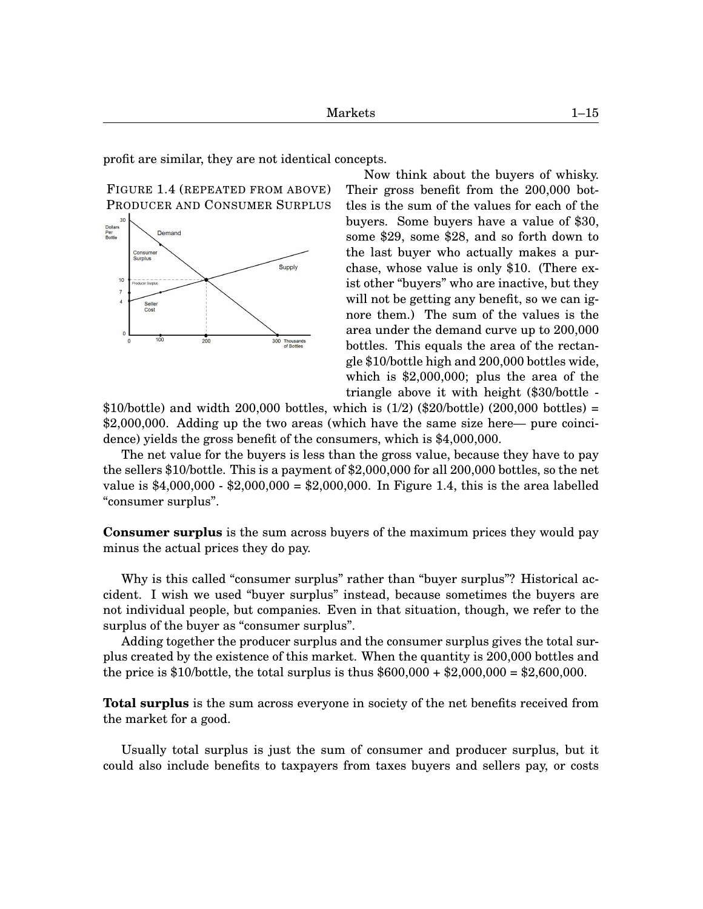profit are similar, they are not identical concepts.

FIGURE 1.4 (REPEATED FROM ABOVE)
PRODUCER AND CONSUMER SURPLUS

Now think about the buyers of whisky. Their gross benefit from the 200,000 bottles is the sum of the values for each of the buyers. Some buyers have a value of \$30, some \$29, some \$28, and so forth down to the last buyer who actually makes a purchase, whose value is only \$10. (There exist other "buyers" who are inactive, but they will not be getting any benefit, so we can ignore them.) The sum of the values is the area under the demand curve up to 200,000 bottles. This equals the area of the rectangle \$10/bottle high and 200,000 bottles wide, which is \$2,000,000; plus the area of the triangle above it with height (\$30/bottle - \$10/bottle) and width 200,000 bottles, which is (1/2) (\$20/bottle) (200,000 bottles) = \$2,000,000. Adding up the two areas (which have the same size here— pure coincidence) yields the gross benefit of the consumers, which is \$4,000,000.

The net value for the buyers is less than the gross value, because they have to pay the sellers \$10/bottle. This is a payment of \$2,000,000 for all 200,000 bottles, so the net value is \$4,000,000 - \$2,000,000 = \$2,000,000. In Figure 1.4, this is the area labelled "consumer surplus".

**Consumer surplus** is the sum across buyers of the maximum prices they would pay minus the actual prices they do pay.

Why is this called "consumer surplus" rather than "buyer surplus"? Historical accident. I wish we used "buyer surplus" instead, because sometimes the buyers are not individual people, but companies. Even in that situation, though, we refer to the surplus of the buyer as "consumer surplus".

Adding together the producer surplus and the consumer surplus gives the total surplus created by the existence of this market. When the quantity is 200,000 bottles and the price is \$10/bottle, the total surplus is thus \$600,000 + \$2,000,000 = \$2,600,000.

**Total surplus** is the sum across everyone in society of the net benefits received from the market for a good.

Usually total surplus is just the sum of consumer and producer surplus, but it could also include benefits to taxpayers from taxes buyers and sellers pay, or costs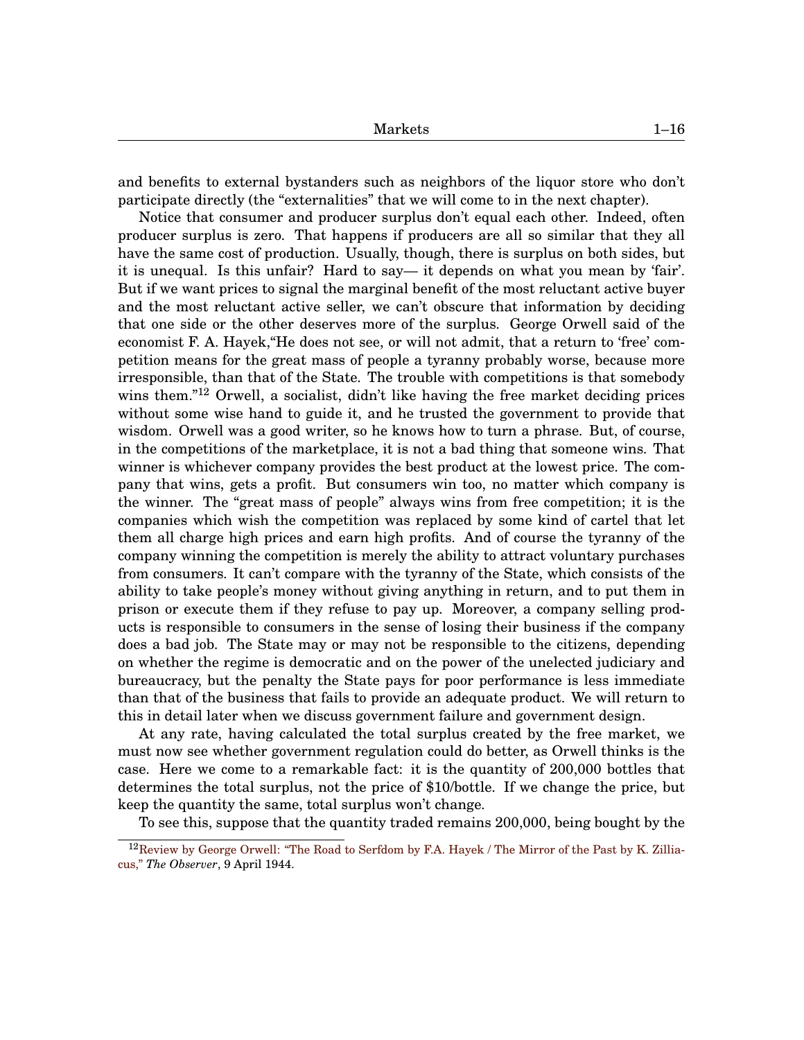and benefits to external bystanders such as neighbors of the liquor store who don't participate directly (the "externalities" that we will come to in the next chapter).

Notice that consumer and producer surplus don't equal each other. Indeed, often producer surplus is zero. That happens if producers are all so similar that they all have the same cost of production. Usually, though, there is surplus on both sides, but it is unequal. Is this unfair? Hard to say— it depends on what you mean by 'fair'. But if we want prices to signal the marginal benefit of the most reluctant active buyer and the most reluctant active seller, we can't obscure that information by deciding that one side or the other deserves more of the surplus. George Orwell said of the economist F. A. Hayek,"He does not see, or will not admit, that a return to 'free' competition means for the great mass of people a tyranny probably worse, because more irresponsible, than that of the State. The trouble with competitions is that somebody wins them."[12] Orwell, a socialist, didn't like having the free market deciding prices without some wise hand to guide it, and he trusted the government to provide that wisdom. Orwell was a good writer, so he knows how to turn a phrase. But, of course, in the competitions of the marketplace, it is not a bad thing that someone wins. That winner is whichever company provides the best product at the lowest price. The company that wins, gets a profit. But consumers win too, no matter which company is the winner. The "great mass of people" always wins from free competition; it is the companies which wish the competition was replaced by some kind of cartel that let them all charge high prices and earn high profits. And of course the tyranny of the company winning the competition is merely the ability to attract voluntary purchases from consumers. It can't compare with the tyranny of the State, which consists of the ability to take people's money without giving anything in return, and to put them in prison or execute them if they refuse to pay up. Moreover, a company selling products is responsible to consumers in the sense of losing their business if the company does a bad job. The State may or may not be responsible to the citizens, depending on whether the regime is democratic and on the power of the unelected judiciary and bureaucracy, but the penalty the State pays for poor performance is less immediate than that of the business that fails to provide an adequate product. We will return to this in detail later when we discuss government failure and government design.

At any rate, having calculated the total surplus created by the free market, we must now see whether government regulation could do better, as Orwell thinks is the case. Here we come to a remarkable fact: it is the quantity of 200,000 bottles that determines the total surplus, not the price of $10/bottle. If we change the price, but keep the quantity the same, total surplus won't change.

To see this, suppose that the quantity traded remains 200,000, being bought by the

[12] Review by George Orwell: "The Road to Serfdom by F.A. Hayek / The Mirror of the Past by K. Zilliacus," *The Observer*, 9 April 1944.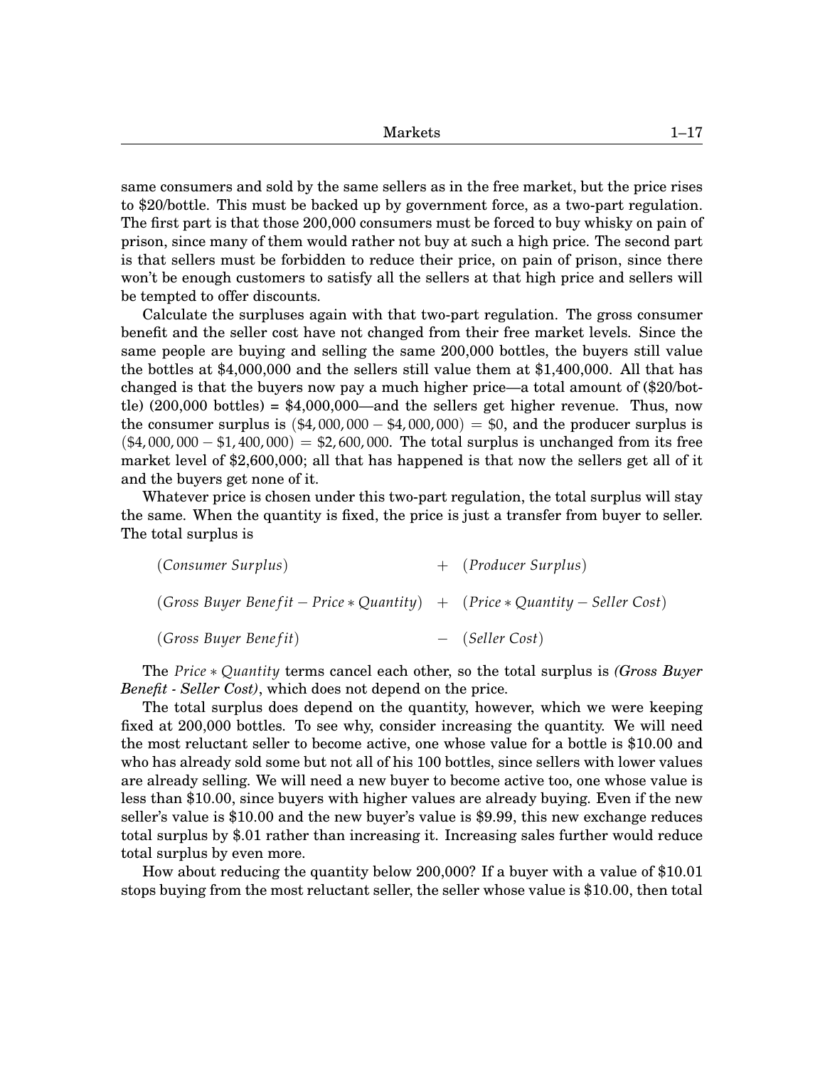same consumers and sold by the same sellers as in the free market, but the price rises to $20/bottle. This must be backed up by government force, as a two-part regulation. The first part is that those 200,000 consumers must be forced to buy whisky on pain of prison, since many of them would rather not buy at such a high price. The second part is that sellers must be forbidden to reduce their price, on pain of prison, since there won't be enough customers to satisfy all the sellers at that high price and sellers will be tempted to offer discounts.

Calculate the surpluses again with that two-part regulation. The gross consumer benefit and the seller cost have not changed from their free market levels. Since the same people are buying and selling the same 200,000 bottles, the buyers still value the bottles at $4,000,000 and the sellers still value them at $1,400,000. All that has changed is that the buyers now pay a much higher price—a total amount of ($20/bottle) (200,000 bottles) = $4,000,000—and the sellers get higher revenue. Thus, now the consumer surplus is $(\$4,000,000 - \$4,000,000) = \$0$, and the producer surplus is $(\$4,000,000 - \$1,400,000) = \$2,600,000$. The total surplus is unchanged from its free market level of $2,600,000; all that has happened is that now the sellers get all of it and the buyers get none of it.

Whatever price is chosen under this two-part regulation, the total surplus will stay the same. When the quantity is fixed, the price is just a transfer from buyer to seller. The total surplus is

$$
\begin{array}{lcl}
(\textit{Consumer Surplus}) & + & (\textit{Producer Surplus}) \\
(\textit{Gross Buyer Benefit} - \textit{Price} * \textit{Quantity}) & + & (\textit{Price} * \textit{Quantity} - \textit{Seller Cost}) \\
(\textit{Gross Buyer Benefit}) & - & (\textit{Seller Cost})
\end{array}
$$

The *Price ∗ Quantity* terms cancel each other, so the total surplus is ***(Gross Buyer Benefit - Seller Cost)***, which does not depend on the price.

The total surplus does depend on the quantity, however, which we were keeping fixed at 200,000 bottles. To see why, consider increasing the quantity. We will need the most reluctant seller to become active, one whose value for a bottle is $10.00 and who has already sold some but not all of his 100 bottles, since sellers with lower values are already selling. We will need a new buyer to become active too, one whose value is less than $10.00, since buyers with higher values are already buying. Even if the new seller's value is $10.00 and the new buyer's value is $9.99, this new exchange reduces total surplus by $.01 rather than increasing it. Increasing sales further would reduce total surplus by even more.

How about reducing the quantity below 200,000? If a buyer with a value of $10.01 stops buying from the most reluctant seller, the seller whose value is $10.00, then total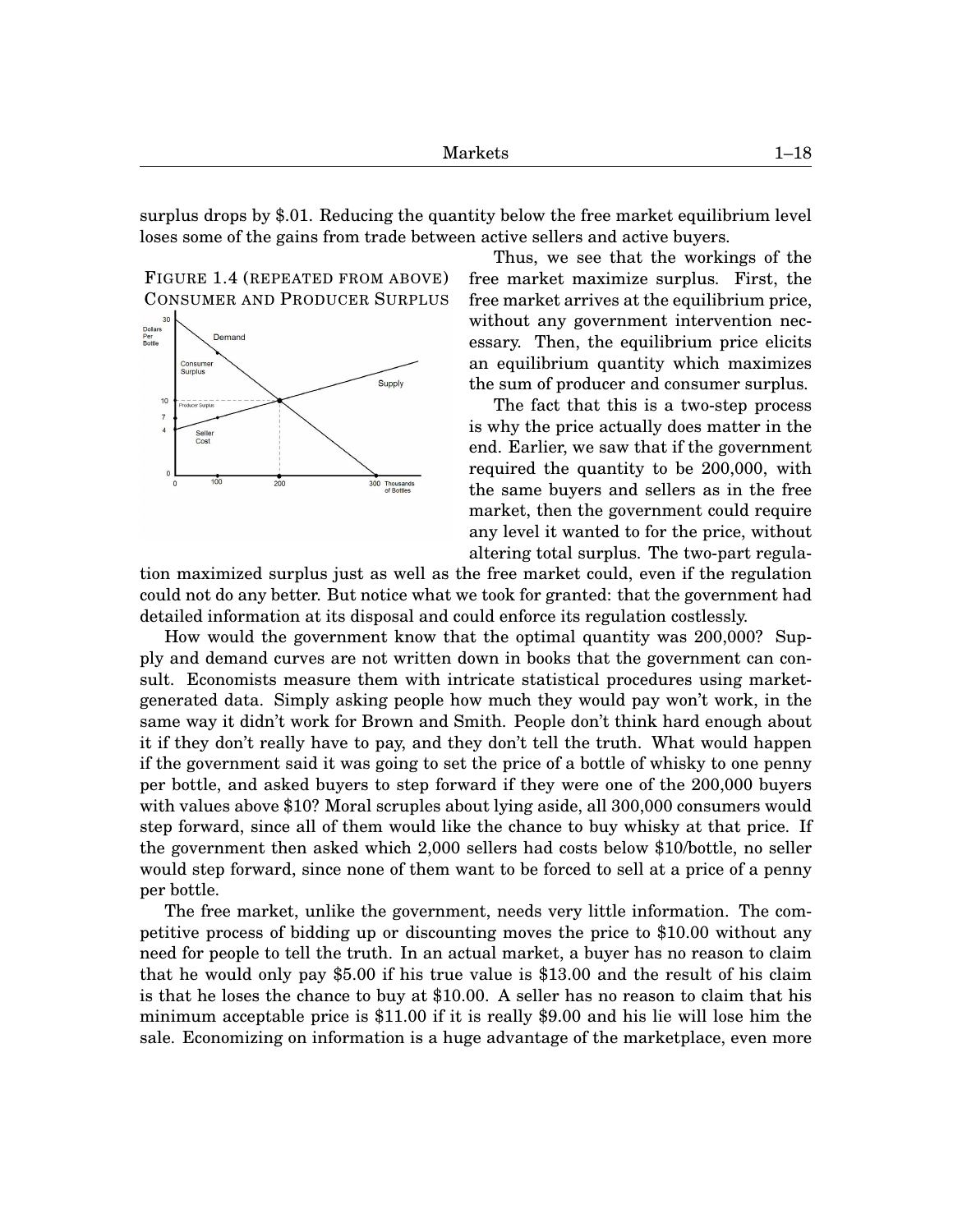surplus drops by $.01. Reducing the quantity below the free market equilibrium level loses some of the gains from trade between active sellers and active buyers.

FIGURE 1.4 (REPEATED FROM ABOVE)
CONSUMER AND PRODUCER SURPLUS

Thus, we see that the workings of the free market maximize surplus. First, the free market arrives at the equilibrium price, without any government intervention necessary. Then, the equilibrium price elicits an equilibrium quantity which maximizes the sum of producer and consumer surplus.

The fact that this is a two-step process is why the price actually does matter in the end. Earlier, we saw that if the government required the quantity to be 200,000, with the same buyers and sellers as in the free market, then the government could require any level it wanted to for the price, without altering total surplus. The two-part regulation maximized surplus just as well as the free market could, even if the regulation could not do any better. But notice what we took for granted: that the government had detailed information at its disposal and could enforce its regulation costlessly.

How would the government know that the optimal quantity was 200,000? Supply and demand curves are not written down in books that the government can consult. Economists measure them with intricate statistical procedures using market-generated data. Simply asking people how much they would pay won't work, in the same way it didn't work for Brown and Smith. People don't think hard enough about it if they don't really have to pay, and they don't tell the truth. What would happen if the government said it was going to set the price of a bottle of whisky to one penny per bottle, and asked buyers to step forward if they were one of the 200,000 buyers with values above $10? Moral scruples about lying aside, all 300,000 consumers would step forward, since all of them would like the chance to buy whisky at that price. If the government then asked which 2,000 sellers had costs below $10/bottle, no seller would step forward, since none of them want to be forced to sell at a price of a penny per bottle.

The free market, unlike the government, needs very little information. The competitive process of bidding up or discounting moves the price to $10.00 without any need for people to tell the truth. In an actual market, a buyer has no reason to claim that he would only pay $5.00 if his true value is $13.00 and the result of his claim is that he loses the chance to buy at $10.00. A seller has no reason to claim that his minimum acceptable price is $11.00 if it is really $9.00 and his lie will lose him the sale. Economizing on information is a huge advantage of the marketplace, even more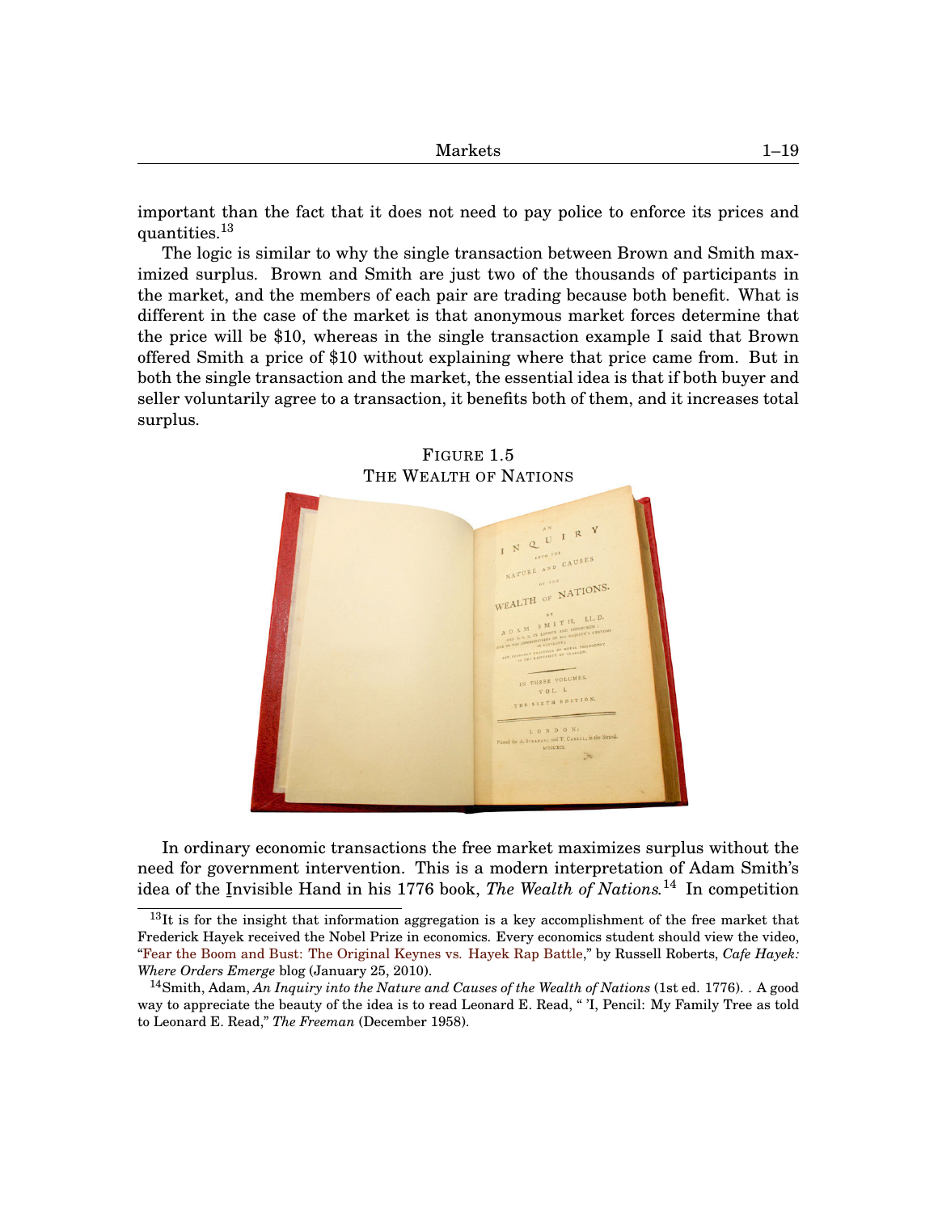important than the fact that it does not need to pay police to enforce its prices and quantities.[13]

The logic is similar to why the single transaction between Brown and Smith maximized surplus. Brown and Smith are just two of the thousands of participants in the market, and the members of each pair are trading because both benefit. What is different in the case of the market is that anonymous market forces determine that the price will be $10, whereas in the single transaction example I said that Brown offered Smith a price of $10 without explaining where that price came from. But in both the single transaction and the market, the essential idea is that if both buyer and seller voluntarily agree to a transaction, it benefits both of them, and it increases total surplus.

FIGURE 1.5
THE WEALTH OF NATIONS

In ordinary economic transactions the free market maximizes surplus without the need for government intervention. This is a modern interpretation of Adam Smith's idea of the Invisible Hand in his 1776 book, *The Wealth of Nations*.[14] In competition

[13]It is for the insight that information aggregation is a key accomplishment of the free market that Frederick Hayek received the Nobel Prize in economics. Every economics student should view the video, "Fear the Boom and Bust: The Original Keynes vs. Hayek Rap Battle," by Russell Roberts, *Cafe Hayek: Where Orders Emerge* blog (January 25, 2010).

[14]Smith, Adam, *An Inquiry into the Nature and Causes of the Wealth of Nations* (1st ed. 1776). . A good way to appreciate the beauty of the idea is to read Leonard E. Read, " 'I, Pencil: My Family Tree as told to Leonard E. Read," *The Freeman* (December 1958).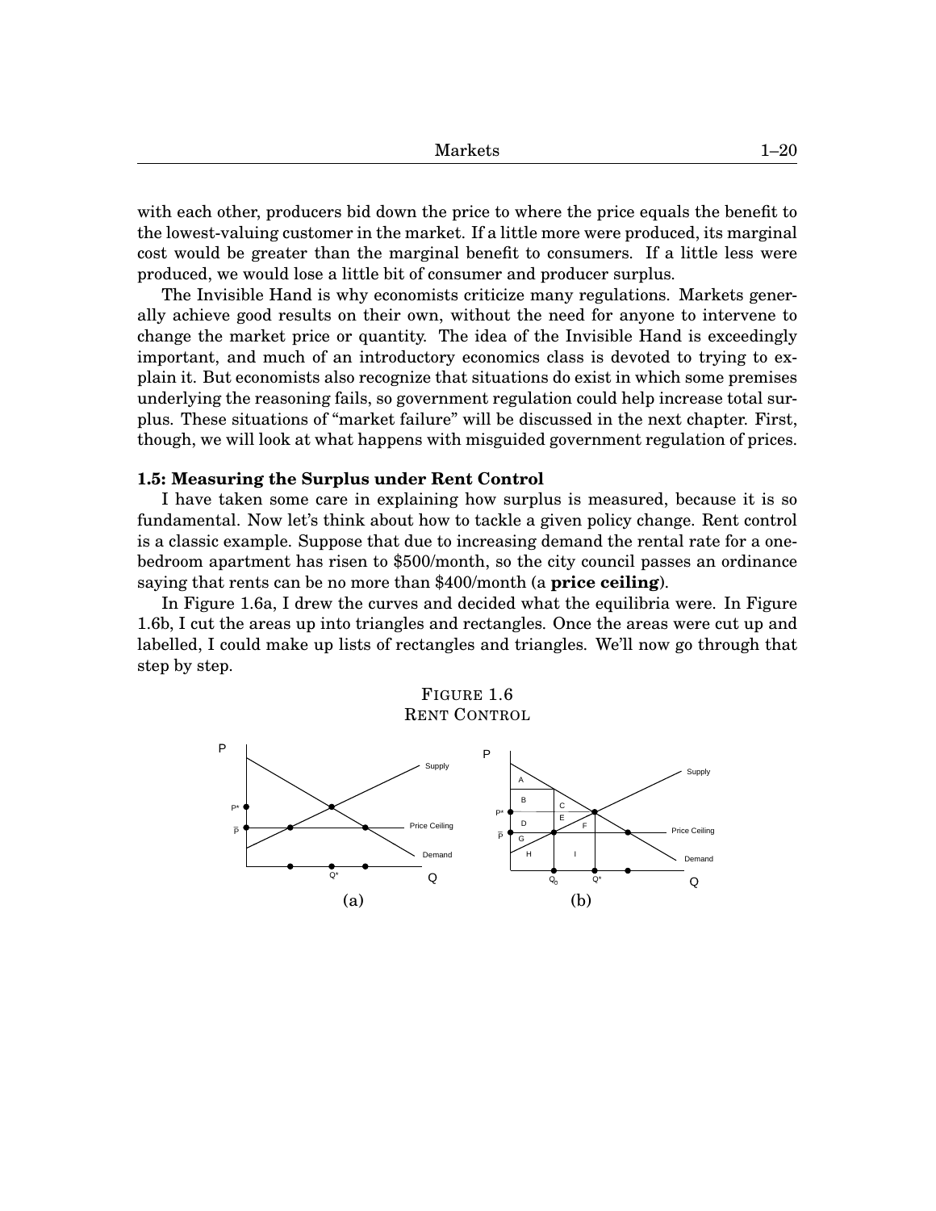with each other, producers bid down the price to where the price equals the benefit to the lowest-valuing customer in the market. If a little more were produced, its marginal cost would be greater than the marginal benefit to consumers. If a little less were produced, we would lose a little bit of consumer and producer surplus.

The Invisible Hand is why economists criticize many regulations. Markets generally achieve good results on their own, without the need for anyone to intervene to change the market price or quantity. The idea of the Invisible Hand is exceedingly important, and much of an introductory economics class is devoted to trying to explain it. But economists also recognize that situations do exist in which some premises underlying the reasoning fails, so government regulation could help increase total surplus. These situations of "market failure" will be discussed in the next chapter. First, though, we will look at what happens with misguided government regulation of prices.

### 1.5: Measuring the Surplus under Rent Control

I have taken some care in explaining how surplus is measured, because it is so fundamental. Now let's think about how to tackle a given policy change. Rent control is a classic example. Suppose that due to increasing demand the rental rate for a one-bedroom apartment has risen to \$500/month, so the city council passes an ordinance saying that rents can be no more than \$400/month (a **price ceiling**).

In Figure 1.6a, I drew the curves and decided what the equilibria were. In Figure 1.6b, I cut the areas up into triangles and rectangles. Once the areas were cut up and labelled, I could make up lists of rectangles and triangles. We'll now go through that step by step.

FIGURE 1.6
RENT CONTROL

(a) (b)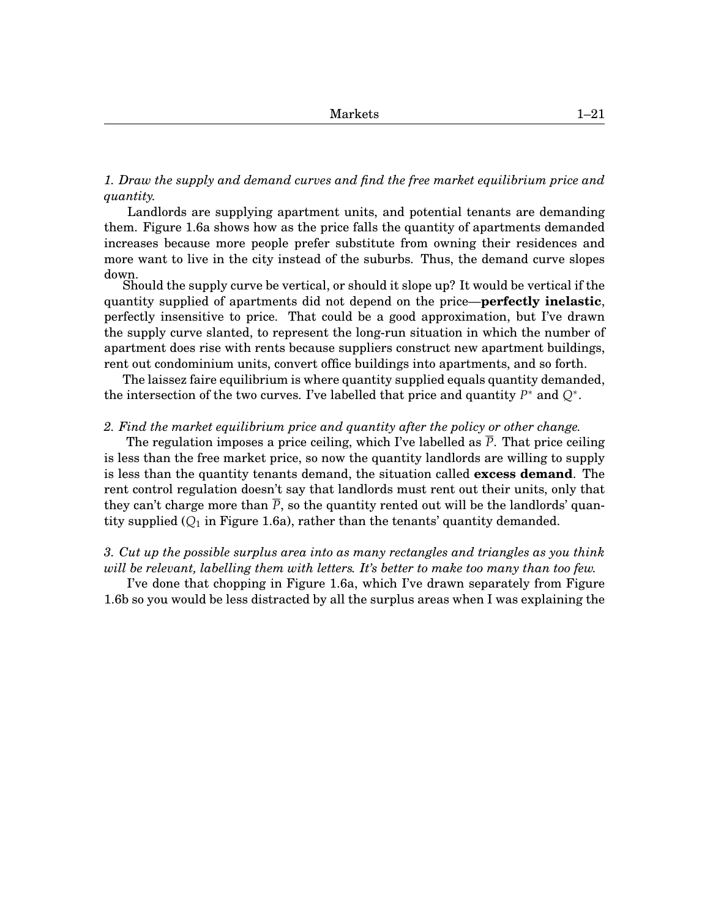*1. Draw the supply and demand curves and find the free market equilibrium price and quantity.*

Landlords are supplying apartment units, and potential tenants are demanding them. Figure 1.6a shows how as the price falls the quantity of apartments demanded increases because more people prefer substitute from owning their residences and more want to live in the city instead of the suburbs. Thus, the demand curve slopes down.

Should the supply curve be vertical, or should it slope up? It would be vertical if the quantity supplied of apartments did not depend on the price—**perfectly inelastic**, perfectly insensitive to price. That could be a good approximation, but I've drawn the supply curve slanted, to represent the long-run situation in which the number of apartment does rise with rents because suppliers construct new apartment buildings, rent out condominium units, convert office buildings into apartments, and so forth.

The laissez faire equilibrium is where quantity supplied equals quantity demanded, the intersection of the two curves. I've labelled that price and quantity $P^*$ and $Q^*$.

*2. Find the market equilibrium price and quantity after the policy or other change.*

The regulation imposes a price ceiling, which I've labelled as $\overline{P}$. That price ceiling is less than the free market price, so now the quantity landlords are willing to supply is less than the quantity tenants demand, the situation called **excess demand**. The rent control regulation doesn't say that landlords must rent out their units, only that they can't charge more than $\overline{P}$, so the quantity rented out will be the landlords' quantity supplied ($Q_1$ in Figure 1.6a), rather than the tenants' quantity demanded.

*3. Cut up the possible surplus area into as many rectangles and triangles as you think will be relevant, labelling them with letters. It's better to make too many than too few.*

I've done that chopping in Figure 1.6a, which I've drawn separately from Figure 1.6b so you would be less distracted by all the surplus areas when I was explaining the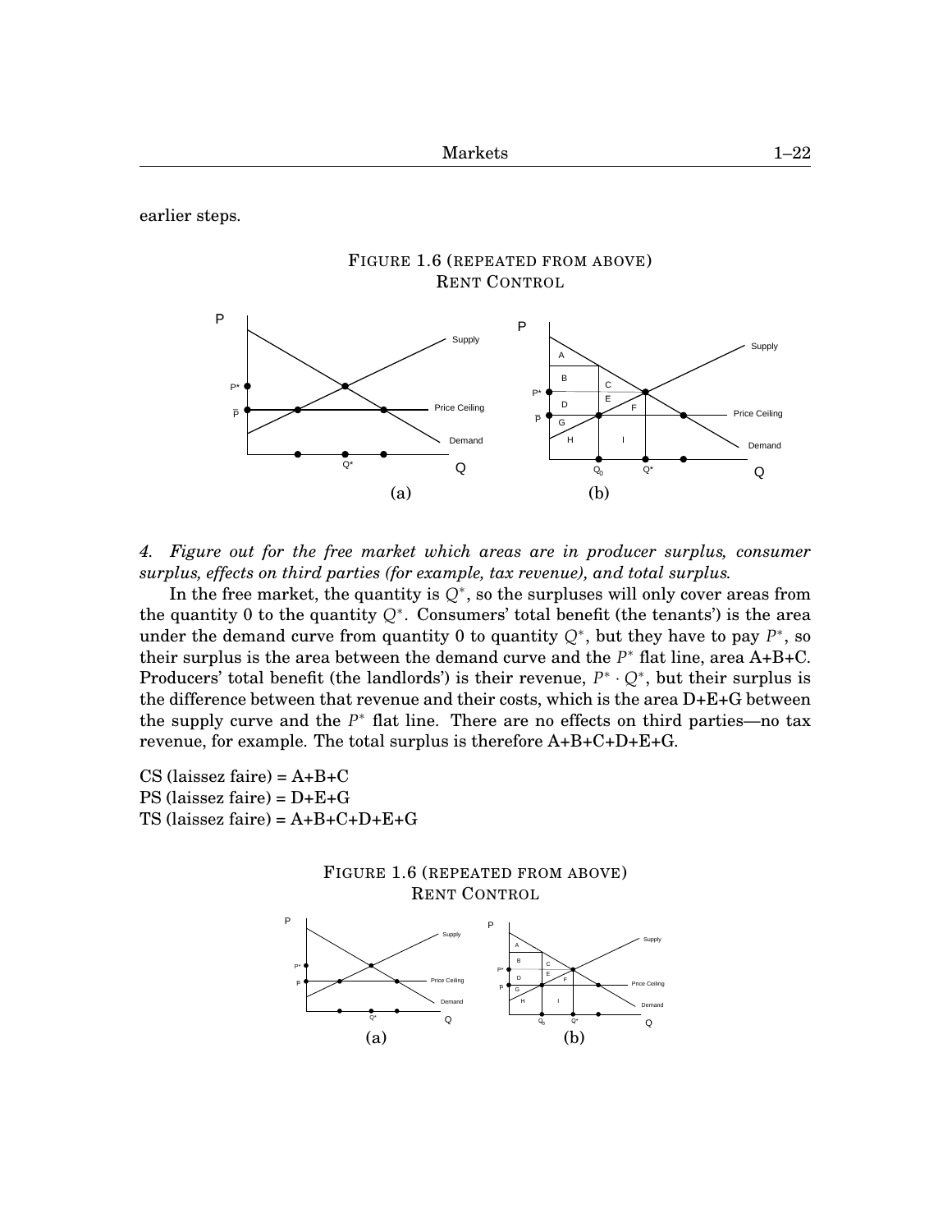earlier steps.

FIGURE 1.6 (REPEATED FROM ABOVE)
RENT CONTROL

(a) (b)

*4. Figure out for the free market which areas are in producer surplus, consumer surplus, effects on third parties (for example, tax revenue), and total surplus.*

In the free market, the quantity is $Q^*$, so the surpluses will only cover areas from the quantity 0 to the quantity $Q^*$. Consumers' total benefit (the tenants') is the area under the demand curve from quantity 0 to quantity $Q^*$, but they have to pay $P^*$, so their surplus is the area between the demand curve and the $P^*$ flat line, area A+B+C. Producers' total benefit (the landlords') is their revenue, $P^* \cdot Q^*$, but their surplus is the difference between that revenue and their costs, which is the area D+E+G between the supply curve and the $P^*$ flat line. There are no effects on third parties—no tax revenue, for example. The total surplus is therefore A+B+C+D+E+G.

CS (laissez faire) = A+B+C
PS (laissez faire) = D+E+G
TS (laissez faire) = A+B+C+D+E+G

FIGURE 1.6 (REPEATED FROM ABOVE)
RENT CONTROL

(a) (b)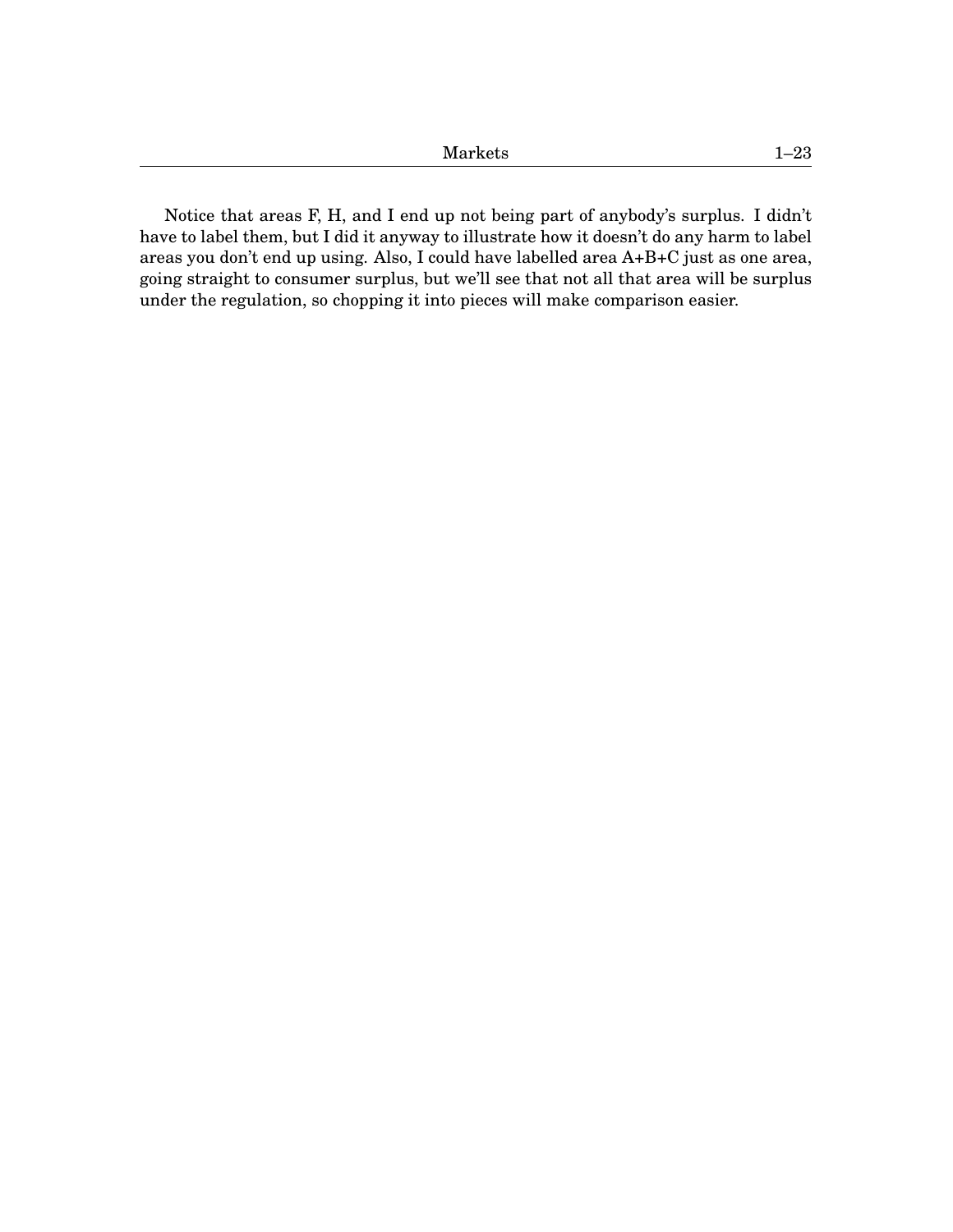Notice that areas F, H, and I end up not being part of anybody's surplus. I didn't have to label them, but I did it anyway to illustrate how it doesn't do any harm to label areas you don't end up using. Also, I could have labelled area A+B+C just as one area, going straight to consumer surplus, but we'll see that not all that area will be surplus under the regulation, so chopping it into pieces will make comparison easier.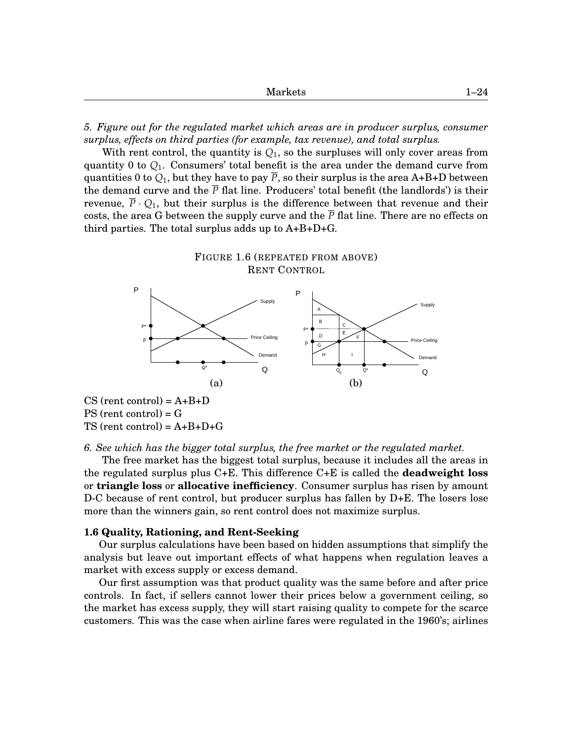*5. Figure out for the regulated market which areas are in producer surplus, consumer surplus, effects on third parties (for example, tax revenue), and total surplus.*

With rent control, the quantity is $Q_1$, so the surpluses will only cover areas from quantity 0 to $Q_1$. Consumers' total benefit is the area under the demand curve from quantities 0 to $Q_1$, but they have to pay $\overline{P}$, so their surplus is the area A+B+D between the demand curve and the $\overline{P}$ flat line. Producers' total benefit (the landlords') is their revenue, $\overline{P} \cdot Q_1$, but their surplus is the difference between that revenue and their costs, the area G between the supply curve and the $\overline{P}$ flat line. There are no effects on third parties. The total surplus adds up to A+B+D+G.

FIGURE 1.6 (REPEATED FROM ABOVE)
RENT CONTROL

CS (rent control) = A+B+D
PS (rent control) = G
TS (rent control) = A+B+D+G

*6. See which has the bigger total surplus, the free market or the regulated market.*

The free market has the biggest total surplus, because it includes all the areas in the regulated surplus plus C+E. This difference C+E is called the **deadweight loss** or **triangle loss** or **allocative inefficiency**. Consumer surplus has risen by amount D-C because of rent control, but producer surplus has fallen by D+E. The losers lose more than the winners gain, so rent control does not maximize surplus.

### 1.6 Quality, Rationing, and Rent-Seeking

Our surplus calculations have been based on hidden assumptions that simplify the analysis but leave out important effects of what happens when regulation leaves a market with excess supply or excess demand.

Our first assumption was that product quality was the same before and after price controls. In fact, if sellers cannot lower their prices below a government ceiling, so the market has excess supply, they will start raising quality to compete for the scarce customers. This was the case when airline fares were regulated in the 1960's; airlines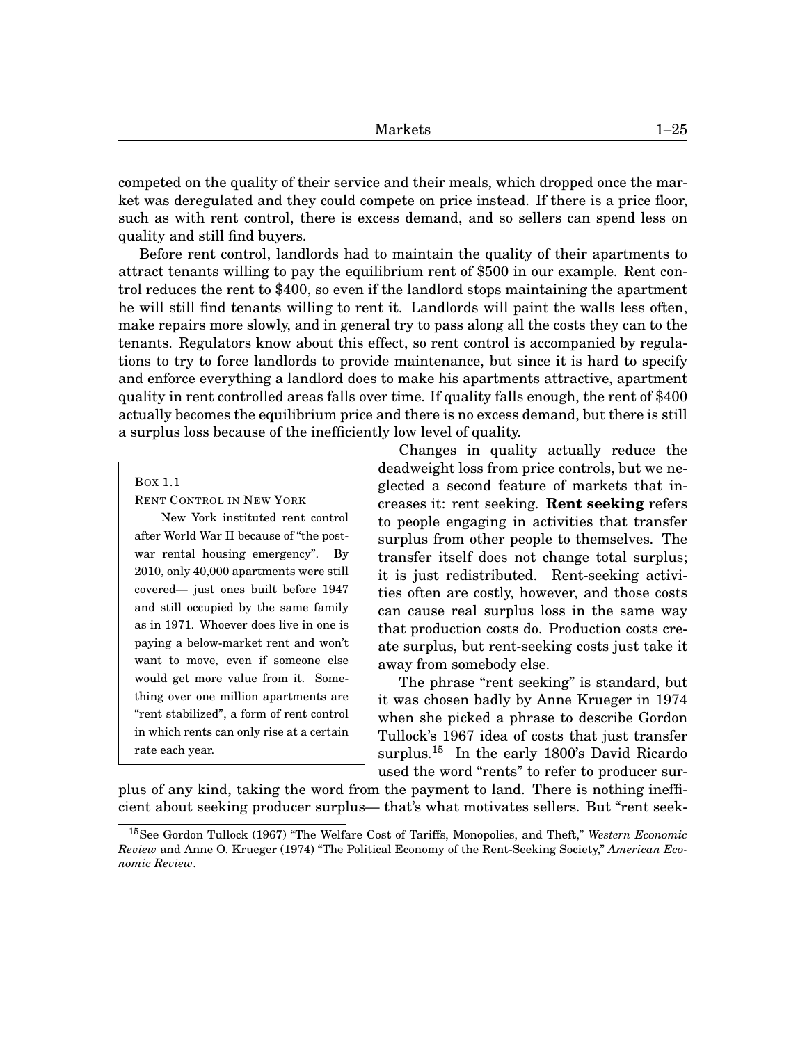competed on the quality of their service and their meals, which dropped once the market was deregulated and they could compete on price instead. If there is a price floor, such as with rent control, there is excess demand, and so sellers can spend less on quality and still find buyers.

Before rent control, landlords had to maintain the quality of their apartments to attract tenants willing to pay the equilibrium rent of $500 in our example. Rent control reduces the rent to $400, so even if the landlord stops maintaining the apartment he will still find tenants willing to rent it. Landlords will paint the walls less often, make repairs more slowly, and in general try to pass along all the costs they can to the tenants. Regulators know about this effect, so rent control is accompanied by regulations to try to force landlords to provide maintenance, but since it is hard to specify and enforce everything a landlord does to make his apartments attractive, apartment quality in rent controlled areas falls over time. If quality falls enough, the rent of $400 actually becomes the equilibrium price and there is no excess demand, but there is still a surplus loss because of the inefficiently low level of quality.

> Box 1.1
>
> Rent Control in New York
>
> New York instituted rent control after World War II because of "the post-war rental housing emergency". By 2010, only 40,000 apartments were still covered— just ones built before 1947 and still occupied by the same family as in 1971. Whoever does live in one is paying a below-market rent and won't want to move, even if someone else would get more value from it. Something over one million apartments are "rent stabilized", a form of rent control in which rents can only rise at a certain rate each year.

Changes in quality actually reduce the deadweight loss from price controls, but we neglected a second feature of markets that increases it: rent seeking. **Rent seeking** refers to people engaging in activities that transfer surplus from other people to themselves. The transfer itself does not change total surplus; it is just redistributed. Rent-seeking activities often are costly, however, and those costs can cause real surplus loss in the same way that production costs do. Production costs create surplus, but rent-seeking costs just take it away from somebody else.

The phrase "rent seeking" is standard, but it was chosen badly by Anne Krueger in 1974 when she picked a phrase to describe Gordon Tullock's 1967 idea of costs that just transfer surplus.[15] In the early 1800's David Ricardo used the word "rents" to refer to producer surplus of any kind, taking the word from the payment to land. There is nothing inefficient about seeking producer surplus— that's what motivates sellers. But "rent seek-

[15] See Gordon Tullock (1967) "The Welfare Cost of Tariffs, Monopolies, and Theft," *Western Economic Review* and Anne O. Krueger (1974) "The Political Economy of the Rent-Seeking Society," *American Economic Review*.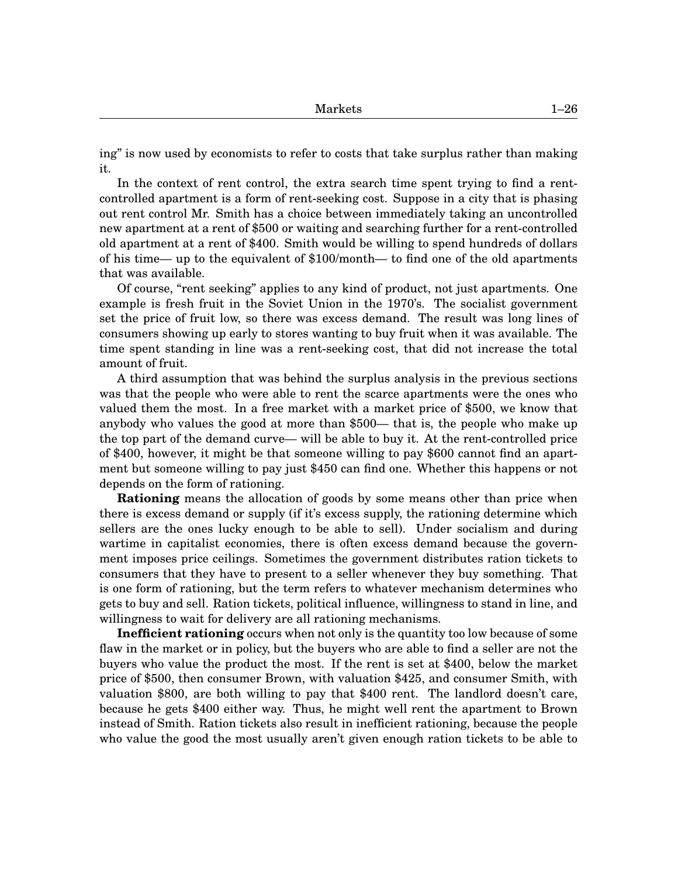ing" is now used by economists to refer to costs that take surplus rather than making it.

In the context of rent control, the extra search time spent trying to find a rent-controlled apartment is a form of rent-seeking cost. Suppose in a city that is phasing out rent control Mr. Smith has a choice between immediately taking an uncontrolled new apartment at a rent of $500 or waiting and searching further for a rent-controlled old apartment at a rent of $400. Smith would be willing to spend hundreds of dollars of his time— up to the equivalent of $100/month— to find one of the old apartments that was available.

Of course, "rent seeking" applies to any kind of product, not just apartments. One example is fresh fruit in the Soviet Union in the 1970's. The socialist government set the price of fruit low, so there was excess demand. The result was long lines of consumers showing up early to stores wanting to buy fruit when it was available. The time spent standing in line was a rent-seeking cost, that did not increase the total amount of fruit.

A third assumption that was behind the surplus analysis in the previous sections was that the people who were able to rent the scarce apartments were the ones who valued them the most. In a free market with a market price of $500, we know that anybody who values the good at more than $500— that is, the people who make up the top part of the demand curve— will be able to buy it. At the rent-controlled price of $400, however, it might be that someone willing to pay $600 cannot find an apartment but someone willing to pay just $450 can find one. Whether this happens or not depends on the form of rationing.

**Rationing** means the allocation of goods by some means other than price when there is excess demand or supply (if it's excess supply, the rationing determine which sellers are the ones lucky enough to be able to sell). Under socialism and during wartime in capitalist economies, there is often excess demand because the government imposes price ceilings. Sometimes the government distributes ration tickets to consumers that they have to present to a seller whenever they buy something. That is one form of rationing, but the term refers to whatever mechanism determines who gets to buy and sell. Ration tickets, political influence, willingness to stand in line, and willingness to wait for delivery are all rationing mechanisms.

**Inefficient rationing** occurs when not only is the quantity too low because of some flaw in the market or in policy, but the buyers who are able to find a seller are not the buyers who value the product the most. If the rent is set at $400, below the market price of $500, then consumer Brown, with valuation $425, and consumer Smith, with valuation $800, are both willing to pay that $400 rent. The landlord doesn't care, because he gets $400 either way. Thus, he might well rent the apartment to Brown instead of Smith. Ration tickets also result in inefficient rationing, because the people who value the good the most usually aren't given enough ration tickets to be able to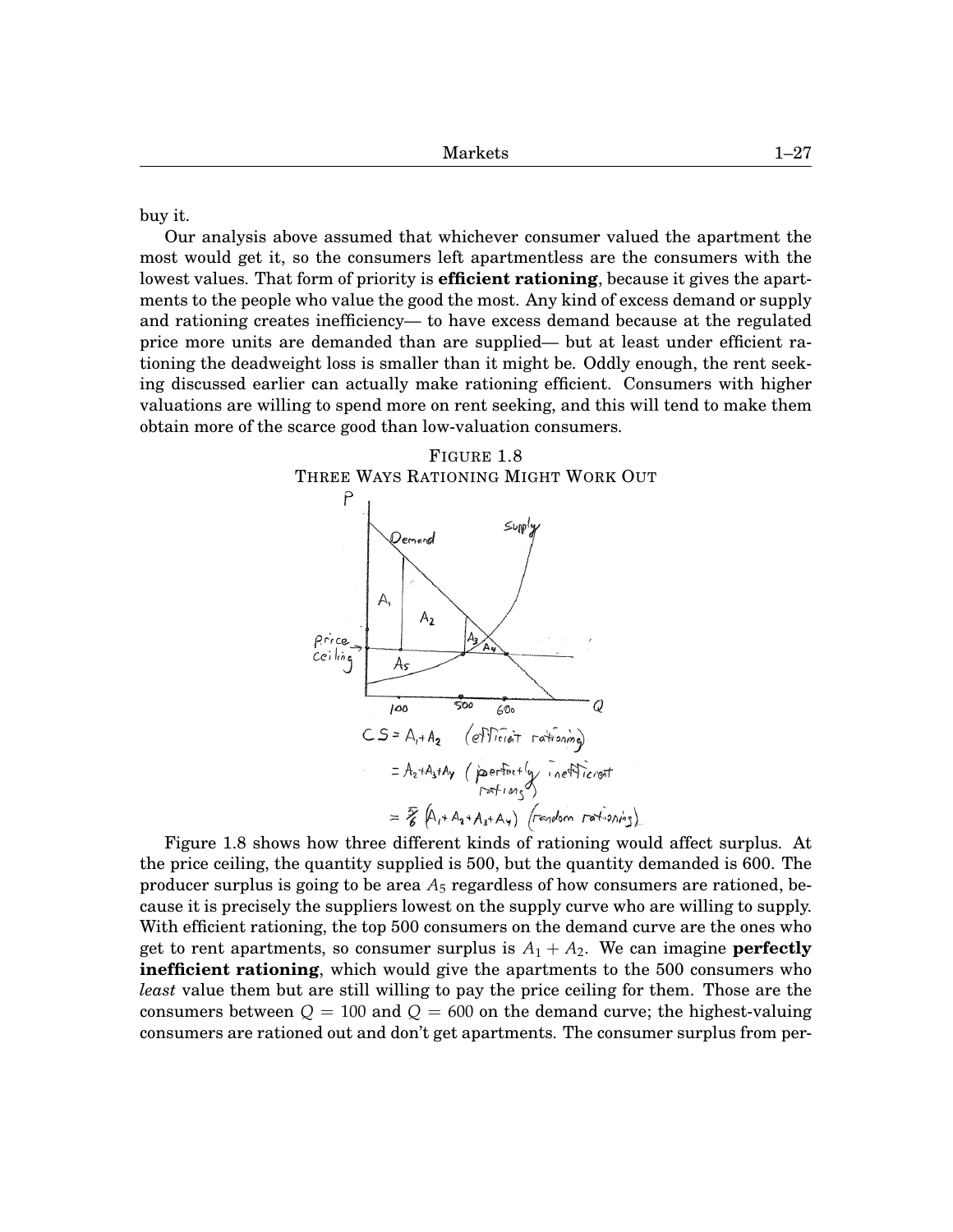buy it.

Our analysis above assumed that whichever consumer valued the apartment the most would get it, so the consumers left apartmentless are the consumers with the lowest values. That form of priority is **efficient rationing**, because it gives the apartments to the people who value the good the most. Any kind of excess demand or supply and rationing creates inefficiency— to have excess demand because at the regulated price more units are demanded than are supplied— but at least under efficient rationing the deadweight loss is smaller than it might be. Oddly enough, the rent seeking discussed earlier can actually make rationing efficient. Consumers with higher valuations are willing to spend more on rent seeking, and this will tend to make them obtain more of the scarce good than low-valuation consumers.

FIGURE 1.8
THREE WAYS RATIONING MIGHT WORK OUT

Figure 1.8 shows how three different kinds of rationing would affect surplus. At the price ceiling, the quantity supplied is 500, but the quantity demanded is 600. The producer surplus is going to be area $A_5$ regardless of how consumers are rationed, because it is precisely the suppliers lowest on the supply curve who are willing to supply. With efficient rationing, the top 500 consumers on the demand curve are the ones who get to rent apartments, so consumer surplus is $A_1 + A_2$. We can imagine **perfectly inefficient rationing**, which would give the apartments to the 500 consumers who *least* value them but are still willing to pay the price ceiling for them. Those are the consumers between $Q = 100$ and $Q = 600$ on the demand curve; the highest-valuing consumers are rationed out and don't get apartments. The consumer surplus from per-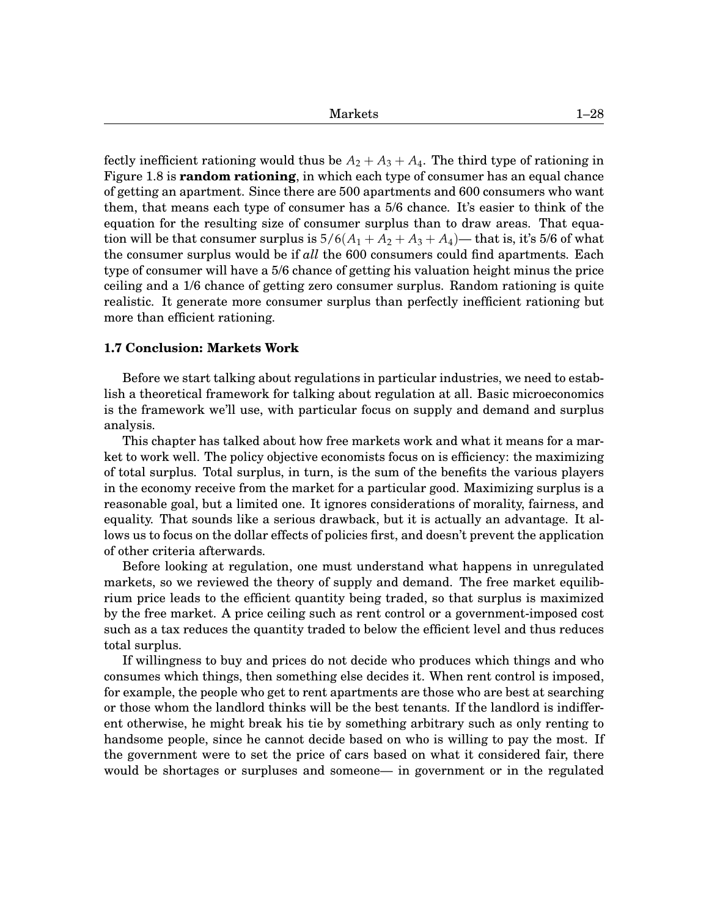fectly inefficient rationing would thus be $A_2 + A_3 + A_4$. The third type of rationing in Figure 1.8 is **random rationing**, in which each type of consumer has an equal chance of getting an apartment. Since there are 500 apartments and 600 consumers who want them, that means each type of consumer has a 5/6 chance. It's easier to think of the equation for the resulting size of consumer surplus than to draw areas. That equation will be that consumer surplus is $5/6(A_1 + A_2 + A_3 + A_4)$— that is, it's 5/6 of what the consumer surplus would be if *all* the 600 consumers could find apartments. Each type of consumer will have a 5/6 chance of getting his valuation height minus the price ceiling and a 1/6 chance of getting zero consumer surplus. Random rationing is quite realistic. It generate more consumer surplus than perfectly inefficient rationing but more than efficient rationing.

### 1.7 Conclusion: Markets Work

Before we start talking about regulations in particular industries, we need to establish a theoretical framework for talking about regulation at all. Basic microeconomics is the framework we'll use, with particular focus on supply and demand and surplus analysis.

This chapter has talked about how free markets work and what it means for a market to work well. The policy objective economists focus on is efficiency: the maximizing of total surplus. Total surplus, in turn, is the sum of the benefits the various players in the economy receive from the market for a particular good. Maximizing surplus is a reasonable goal, but a limited one. It ignores considerations of morality, fairness, and equality. That sounds like a serious drawback, but it is actually an advantage. It allows us to focus on the dollar effects of policies first, and doesn't prevent the application of other criteria afterwards.

Before looking at regulation, one must understand what happens in unregulated markets, so we reviewed the theory of supply and demand. The free market equilibrium price leads to the efficient quantity being traded, so that surplus is maximized by the free market. A price ceiling such as rent control or a government-imposed cost such as a tax reduces the quantity traded to below the efficient level and thus reduces total surplus.

If willingness to buy and prices do not decide who produces which things and who consumes which things, then something else decides it. When rent control is imposed, for example, the people who get to rent apartments are those who are best at searching or those whom the landlord thinks will be the best tenants. If the landlord is indifferent otherwise, he might break his tie by something arbitrary such as only renting to handsome people, since he cannot decide based on who is willing to pay the most. If the government were to set the price of cars based on what it considered fair, there would be shortages or surpluses and someone— in government or in the regulated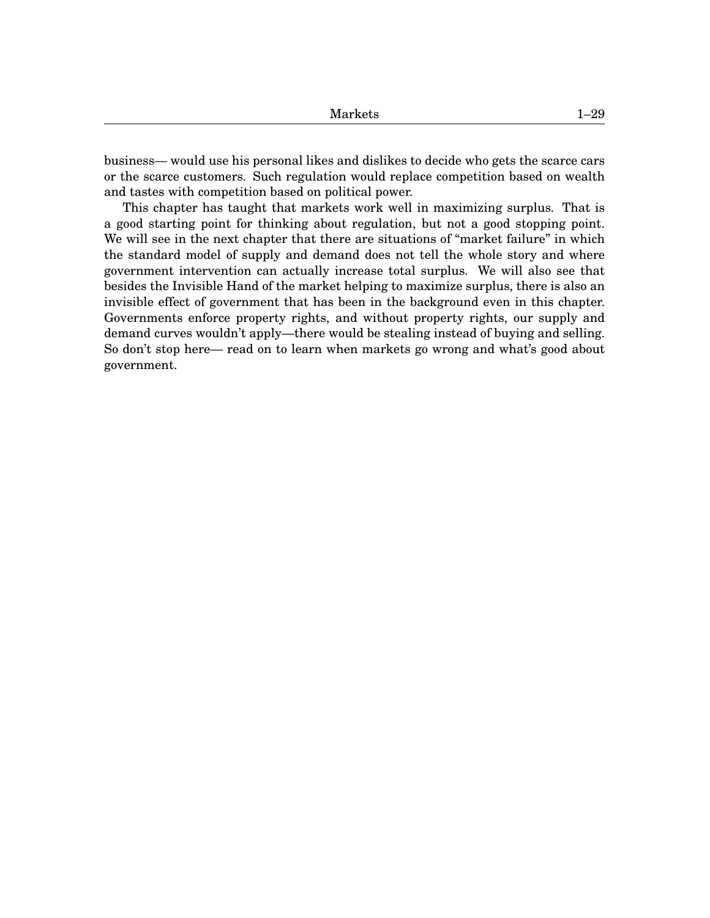business— would use his personal likes and dislikes to decide who gets the scarce cars or the scarce customers. Such regulation would replace competition based on wealth and tastes with competition based on political power.

This chapter has taught that markets work well in maximizing surplus. That is a good starting point for thinking about regulation, but not a good stopping point. We will see in the next chapter that there are situations of "market failure" in which the standard model of supply and demand does not tell the whole story and where government intervention can actually increase total surplus. We will also see that besides the Invisible Hand of the market helping to maximize surplus, there is also an invisible effect of government that has been in the background even in this chapter. Governments enforce property rights, and without property rights, our supply and demand curves wouldn't apply—there would be stealing instead of buying and selling. So don't stop here— read on to learn when markets go wrong and what's good about government.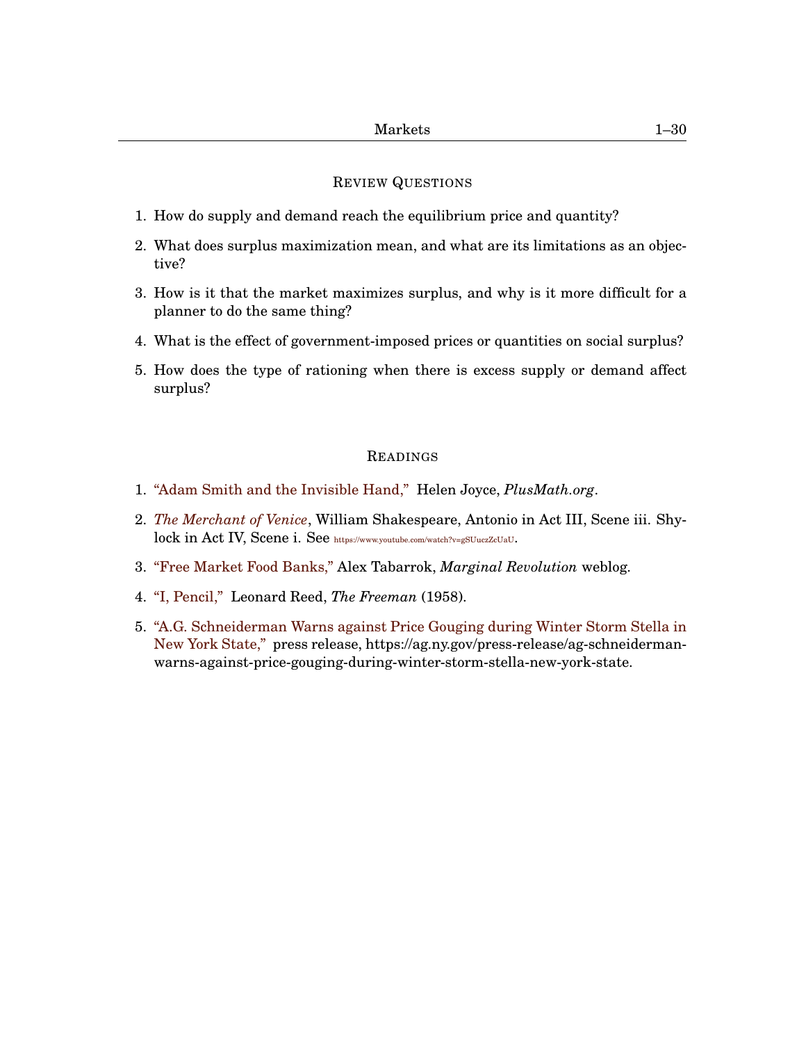## Review Questions

1. How do supply and demand reach the equilibrium price and quantity?
2. What does surplus maximization mean, and what are its limitations as an objective?
3. How is it that the market maximizes surplus, and why is it more difficult for a planner to do the same thing?
4. What is the effect of government-imposed prices or quantities on social surplus?
5. How does the type of rationing when there is excess supply or demand affect surplus?

## Readings

1. "Adam Smith and the Invisible Hand," Helen Joyce, *PlusMath.org*.
2. *The Merchant of Venice*, William Shakespeare, Antonio in Act III, Scene iii. Shylock in Act IV, Scene i. See https://www.youtube.com/watch?v=gSUuczZcUaU.
3. "Free Market Food Banks," Alex Tabarrok, *Marginal Revolution* weblog.
4. "I, Pencil," Leonard Reed, *The Freeman* (1958).
5. "A.G. Schneiderman Warns against Price Gouging during Winter Storm Stella in New York State," press release, https://ag.ny.gov/press-release/ag-schneiderman-warns-against-price-gouging-during-winter-storm-stella-new-york-state.